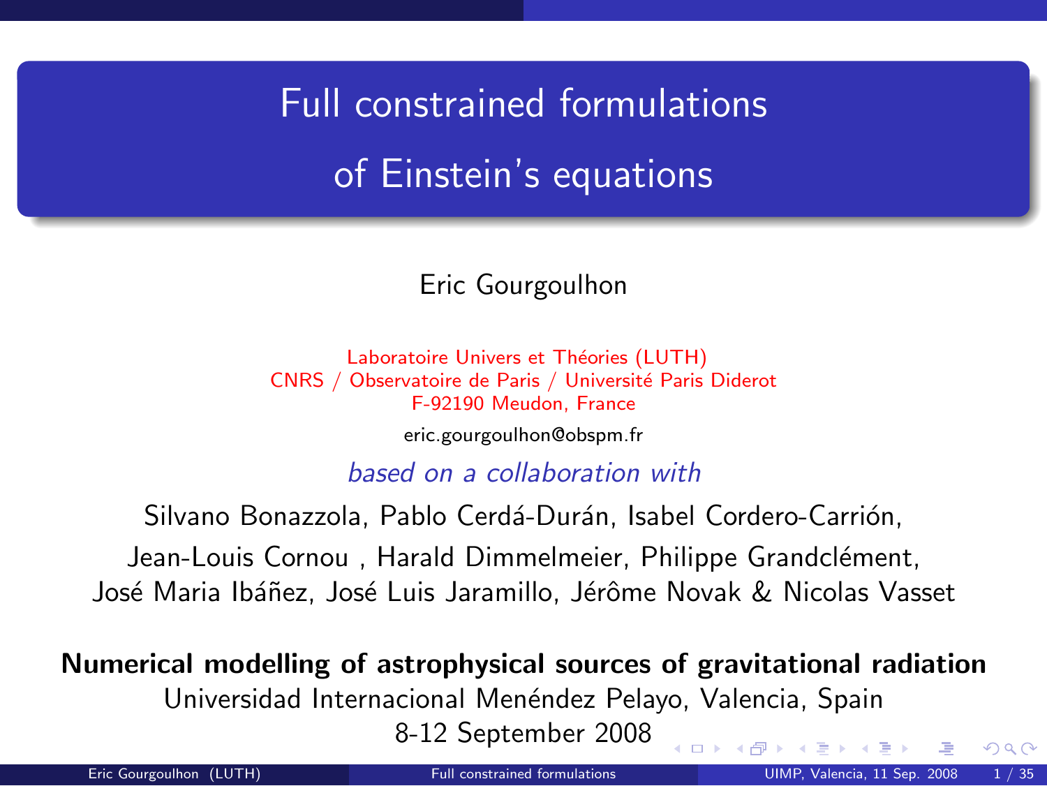# Full constrained formulations of Einstein's equations

Eric Gourgoulhon

Laboratoire Univers et Théories (LUTH)
CNRS / Observatoire de Paris / Université Paris Diderot
F-92190 Meudon, France

eric.gourgoulhon@obspm.fr

*based on a collaboration with*

Silvano Bonazzola, Pablo Cerdá-Durán, Isabel Cordero-Carrión, Jean-Louis Cornou , Harald Dimmelmeier, Philippe Grandclément, José Maria Ibáñez, José Luis Jaramillo, Jérôme Novak & Nicolas Vasset

**Numerical modelling of astrophysical sources of gravitational radiation**
Universidad Internacional Menéndez Pelayo, Valencia, Spain
8-12 September 2008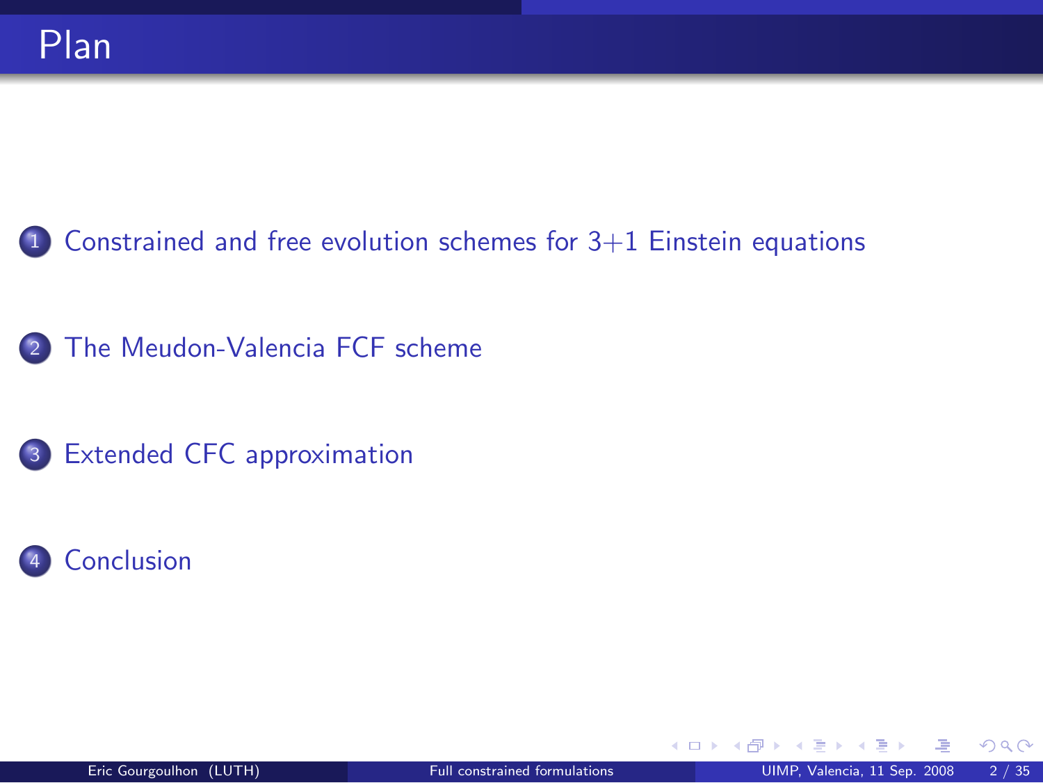# Plan

1. Constrained and free evolution schemes for 3+1 Einstein equations
2. The Meudon-Valencia FCF scheme
3. Extended CFC approximation
4. Conclusion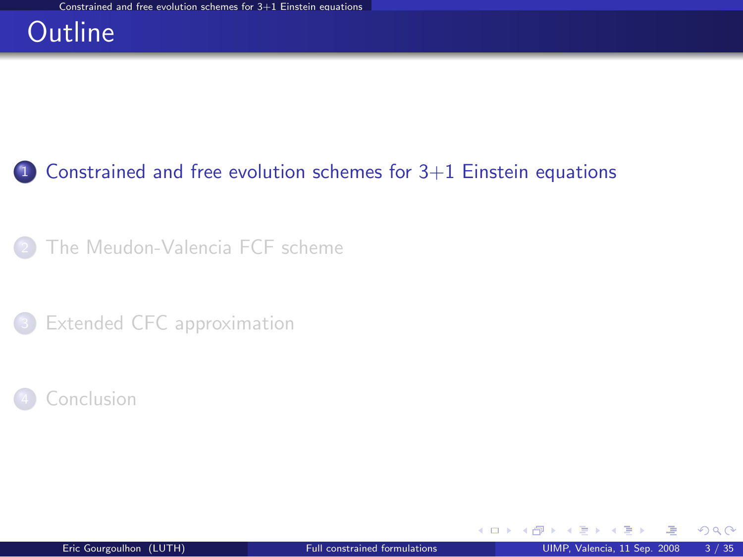# Outline

1. Constrained and free evolution schemes for 3+1 Einstein equations
2. The Meudon-Valencia FCF scheme
3. Extended CFC approximation
4. Conclusion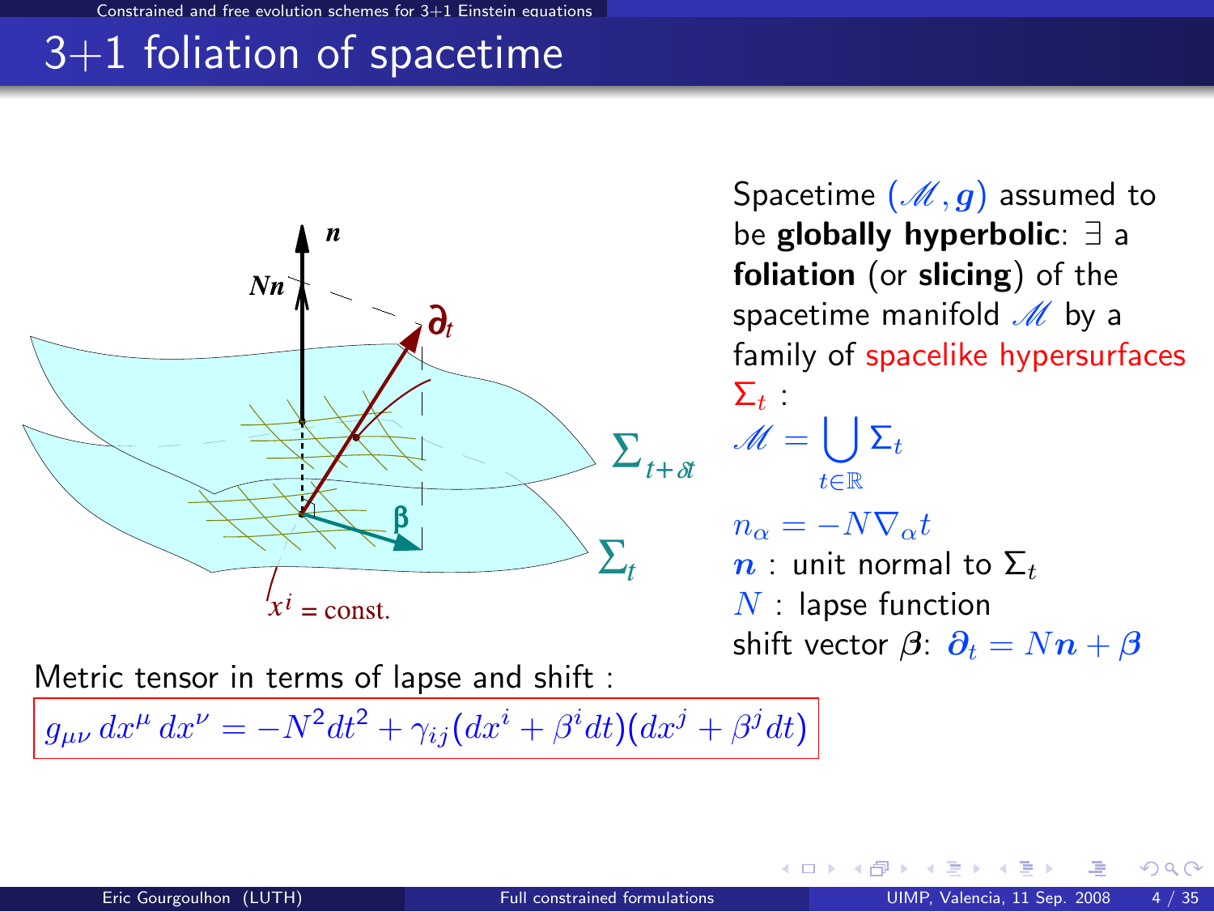# 3+1 foliation of spacetime

$\boldsymbol{n}$

$N\boldsymbol{n}$

$\boldsymbol{\partial}_t$

$\Sigma_{t+\delta t}$

$\boldsymbol{\beta}$

$\Sigma_t$

$x^i = \text{const.}$

Spacetime $(\mathscr{M}, \boldsymbol{g})$ assumed to be **globally hyperbolic**: $\exists$ a **foliation** (or **slicing**) of the spacetime manifold $\mathscr{M}$ by a family of spacelike hypersurfaces $\Sigma_t$ :

$$\mathscr{M} = \bigcup_{t \in \mathbb{R}} \Sigma_t$$

$n_\alpha = -N \nabla_\alpha t$

$\boldsymbol{n}$ : unit normal to $\Sigma_t$

$N$ : lapse function

shift vector $\boldsymbol{\beta}$: $\boldsymbol{\partial}_t = N\boldsymbol{n} + \boldsymbol{\beta}$

Metric tensor in terms of lapse and shift :

$$g_{\mu\nu}\, dx^\mu\, dx^\nu = -N^2 dt^2 + \gamma_{ij}(dx^i + \beta^i dt)(dx^j + \beta^j dt)$$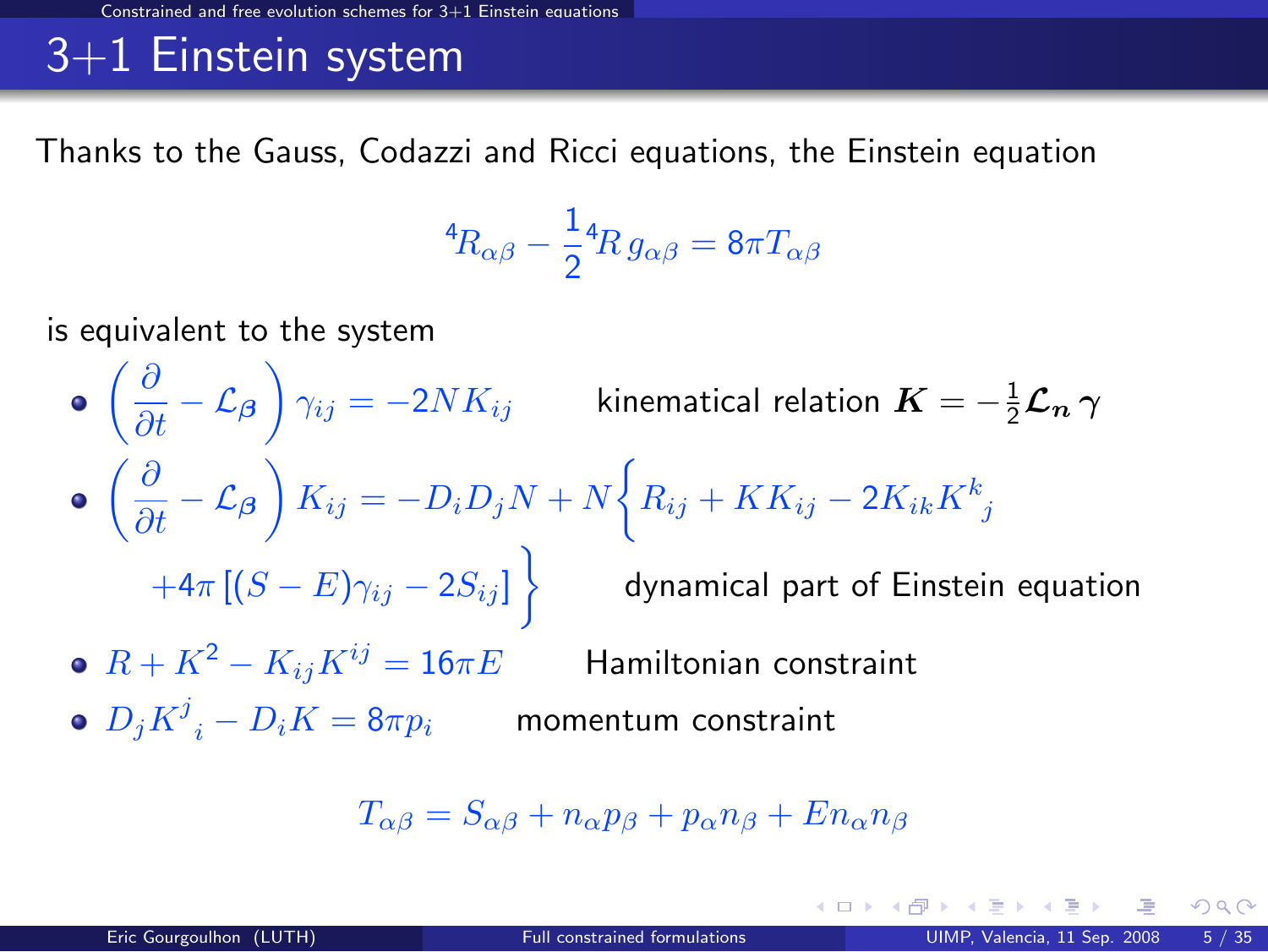# 3+1 Einstein system

Thanks to the Gauss, Codazzi and Ricci equations, the Einstein equation

$$ {}^4R_{\alpha\beta} - \frac{1}{2}{}^4R\, g_{\alpha\beta} = 8\pi T_{\alpha\beta} $$

is equivalent to the system

- $\left(\frac{\partial}{\partial t} - \mathcal{L}_{\boldsymbol{\beta}}\right)\gamma_{ij} = -2NK_{ij}$ kinematical relation $\boldsymbol{K} = -\frac{1}{2}\mathcal{L}_{\boldsymbol{n}}\,\boldsymbol{\gamma}$
- $\left(\frac{\partial}{\partial t} - \mathcal{L}_{\boldsymbol{\beta}}\right)K_{ij} = -D_iD_jN + N\Big\{R_{ij} + KK_{ij} - 2K_{ik}K^k_{\ \,j}$ $+4\pi\left[(S-E)\gamma_{ij} - 2S_{ij}\right]\Big\}$ dynamical part of Einstein equation
- $R + K^2 - K_{ij}K^{ij} = 16\pi E$ Hamiltonian constraint
- $D_jK^j_{\ \,i} - D_iK = 8\pi p_i$ momentum constraint

$$ T_{\alpha\beta} = S_{\alpha\beta} + n_\alpha p_\beta + p_\alpha n_\beta + E n_\alpha n_\beta $$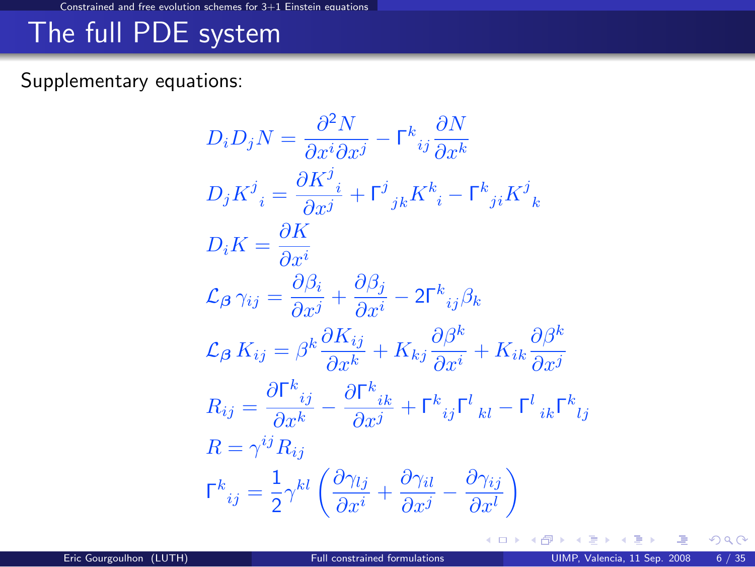## The full PDE system

Supplementary equations:

$$D_i D_j N = \frac{\partial^2 N}{\partial x^i \partial x^j} - \Gamma^k{}_{ij} \frac{\partial N}{\partial x^k}$$

$$D_j K^j{}_i = \frac{\partial K^j{}_i}{\partial x^j} + \Gamma^j{}_{jk} K^k{}_i - \Gamma^k{}_{ji} K^j{}_k$$

$$D_i K = \frac{\partial K}{\partial x^i}$$

$$\mathcal{L}_{\boldsymbol{\beta}}\, \gamma_{ij} = \frac{\partial \beta_i}{\partial x^j} + \frac{\partial \beta_j}{\partial x^i} - 2\Gamma^k{}_{ij} \beta_k$$

$$\mathcal{L}_{\boldsymbol{\beta}}\, K_{ij} = \beta^k \frac{\partial K_{ij}}{\partial x^k} + K_{kj} \frac{\partial \beta^k}{\partial x^i} + K_{ik} \frac{\partial \beta^k}{\partial x^j}$$

$$R_{ij} = \frac{\partial \Gamma^k{}_{ij}}{\partial x^k} - \frac{\partial \Gamma^k{}_{ik}}{\partial x^j} + \Gamma^k{}_{ij} \Gamma^l{}_{kl} - \Gamma^l{}_{ik} \Gamma^k{}_{lj}$$

$$R = \gamma^{ij} R_{ij}$$

$$\Gamma^k{}_{ij} = \frac{1}{2} \gamma^{kl} \left( \frac{\partial \gamma_{lj}}{\partial x^i} + \frac{\partial \gamma_{il}}{\partial x^j} - \frac{\partial \gamma_{ij}}{\partial x^l} \right)$$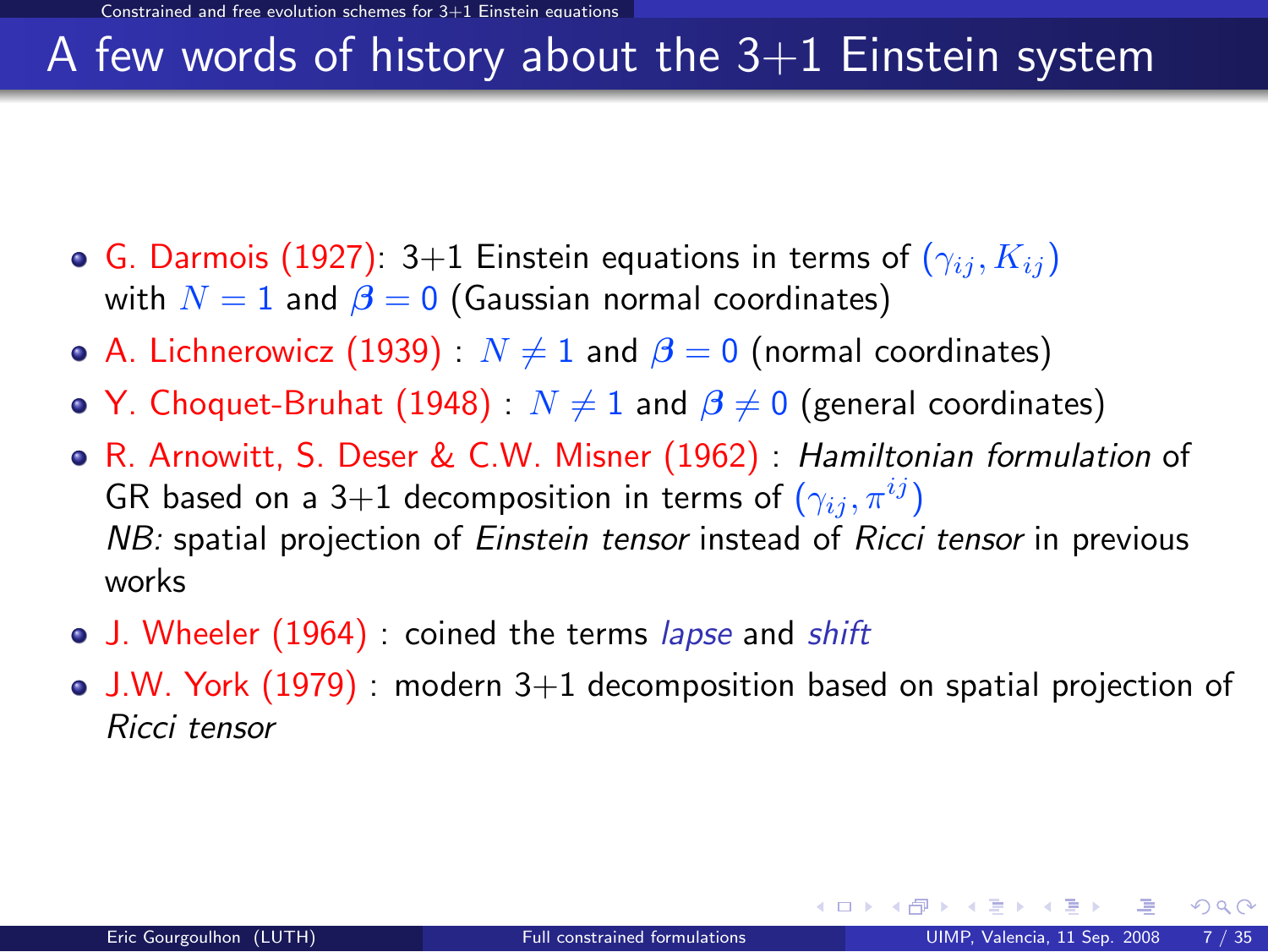# A few words of history about the 3+1 Einstein system

- G. Darmois (1927): 3+1 Einstein equations in terms of $(\gamma_{ij}, K_{ij})$ with $N = 1$ and $\boldsymbol{\beta} = 0$ (Gaussian normal coordinates)
- A. Lichnerowicz (1939) : $N \neq 1$ and $\boldsymbol{\beta} = 0$ (normal coordinates)
- Y. Choquet-Bruhat (1948) : $N \neq 1$ and $\boldsymbol{\beta} \neq 0$ (general coordinates)
- R. Arnowitt, S. Deser & C.W. Misner (1962) : *Hamiltonian formulation* of GR based on a 3+1 decomposition in terms of $(\gamma_{ij}, \pi^{ij})$
  *NB:* spatial projection of *Einstein tensor* instead of *Ricci tensor* in previous works
- J. Wheeler (1964) : coined the terms *lapse* and *shift*
- J.W. York (1979) : modern 3+1 decomposition based on spatial projection of *Ricci tensor*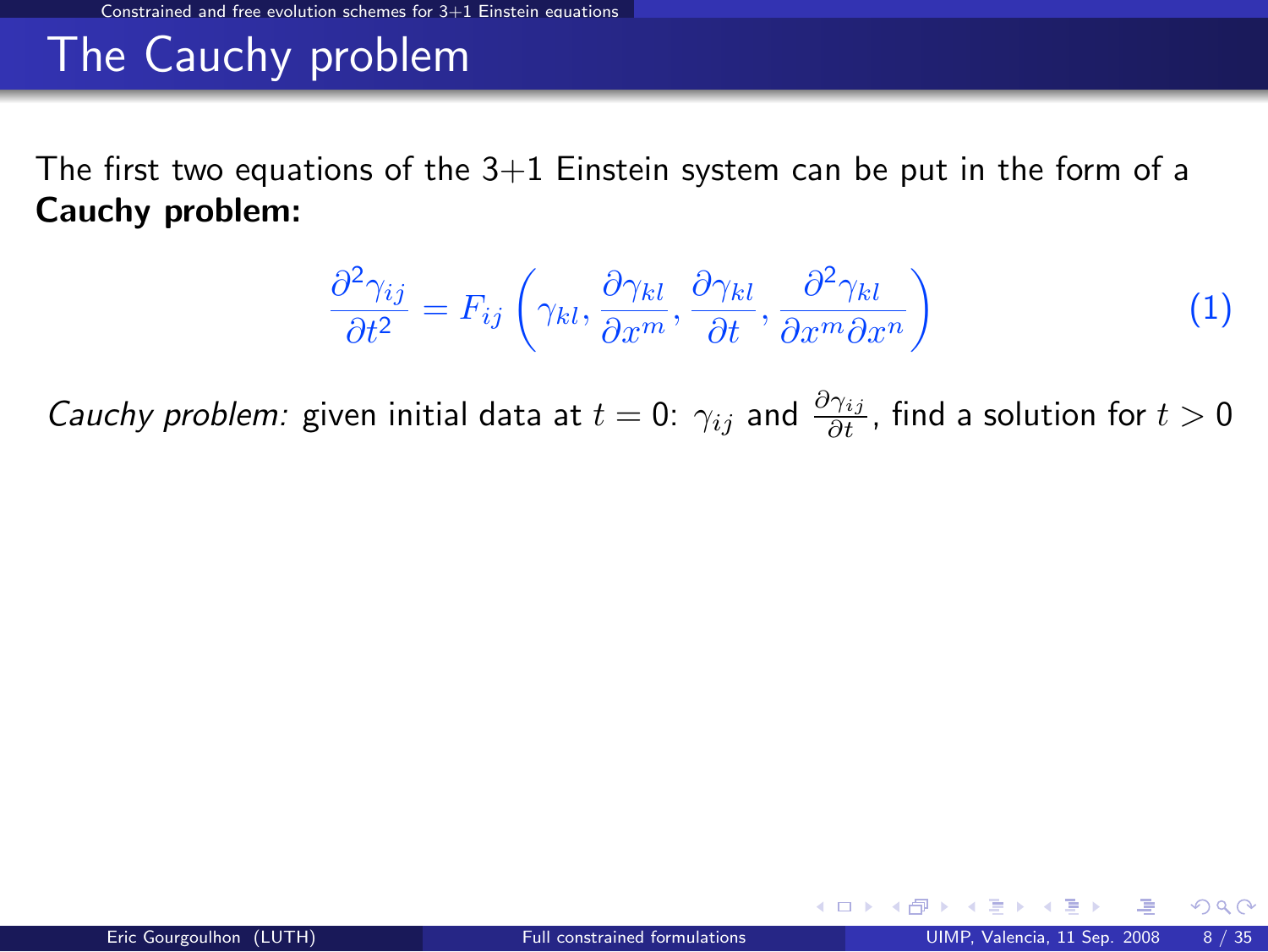# The Cauchy problem

The first two equations of the 3+1 Einstein system can be put in the form of a **Cauchy problem:**

$$\frac{\partial^2 \gamma_{ij}}{\partial t^2} = F_{ij}\left(\gamma_{kl}, \frac{\partial \gamma_{kl}}{\partial x^m}, \frac{\partial \gamma_{kl}}{\partial t}, \frac{\partial^2 \gamma_{kl}}{\partial x^m \partial x^n}\right) \qquad (1)$$

*Cauchy problem:* given initial data at $t = 0$: $\gamma_{ij}$ and $\frac{\partial \gamma_{ij}}{\partial t}$, find a solution for $t > 0$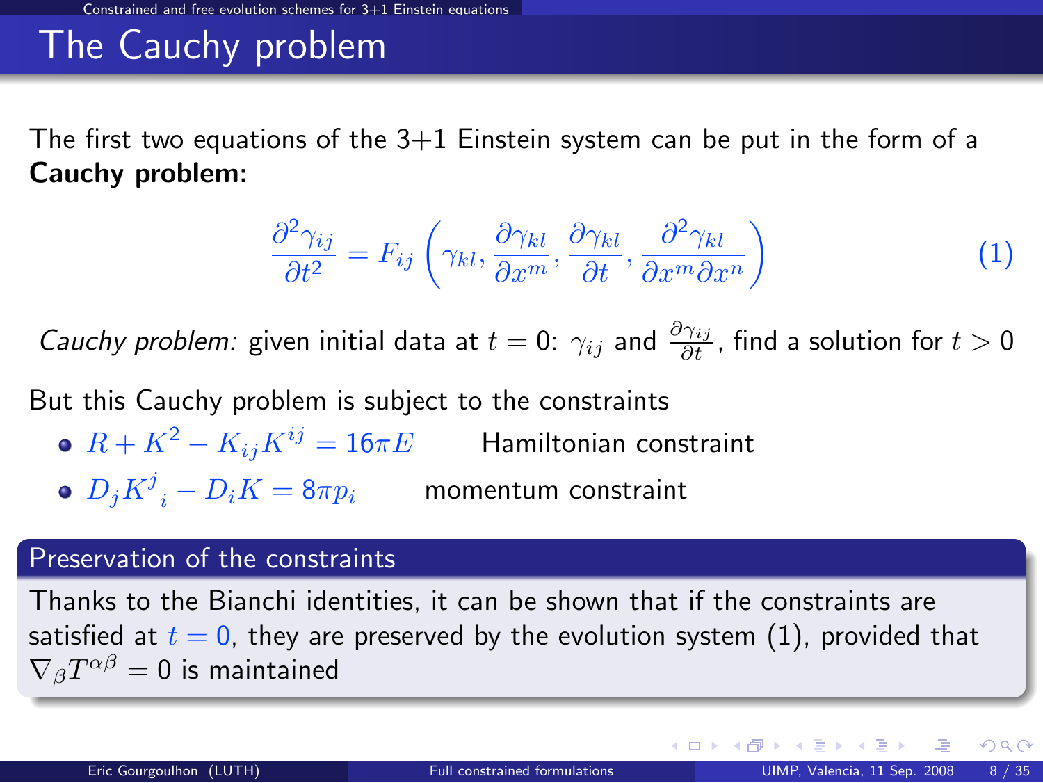# The Cauchy problem

The first two equations of the 3+1 Einstein system can be put in the form of a **Cauchy problem:**

$$\frac{\partial^2 \gamma_{ij}}{\partial t^2} = F_{ij}\left(\gamma_{kl}, \frac{\partial \gamma_{kl}}{\partial x^m}, \frac{\partial \gamma_{kl}}{\partial t}, \frac{\partial^2 \gamma_{kl}}{\partial x^m \partial x^n}\right) \tag{1}$$

*Cauchy problem:* given initial data at $t = 0$: $\gamma_{ij}$ and $\frac{\partial \gamma_{ij}}{\partial t}$, find a solution for $t > 0$

But this Cauchy problem is subject to the constraints

- $R + K^2 - K_{ij}K^{ij} = 16\pi E$ Hamiltonian constraint
- $D_j K^j{}_i - D_i K = 8\pi p_i$ momentum constraint

## Preservation of the constraints

Thanks to the Bianchi identities, it can be shown that if the constraints are satisfied at $t = 0$, they are preserved by the evolution system (1), provided that $\nabla_\beta T^{\alpha\beta} = 0$ is maintained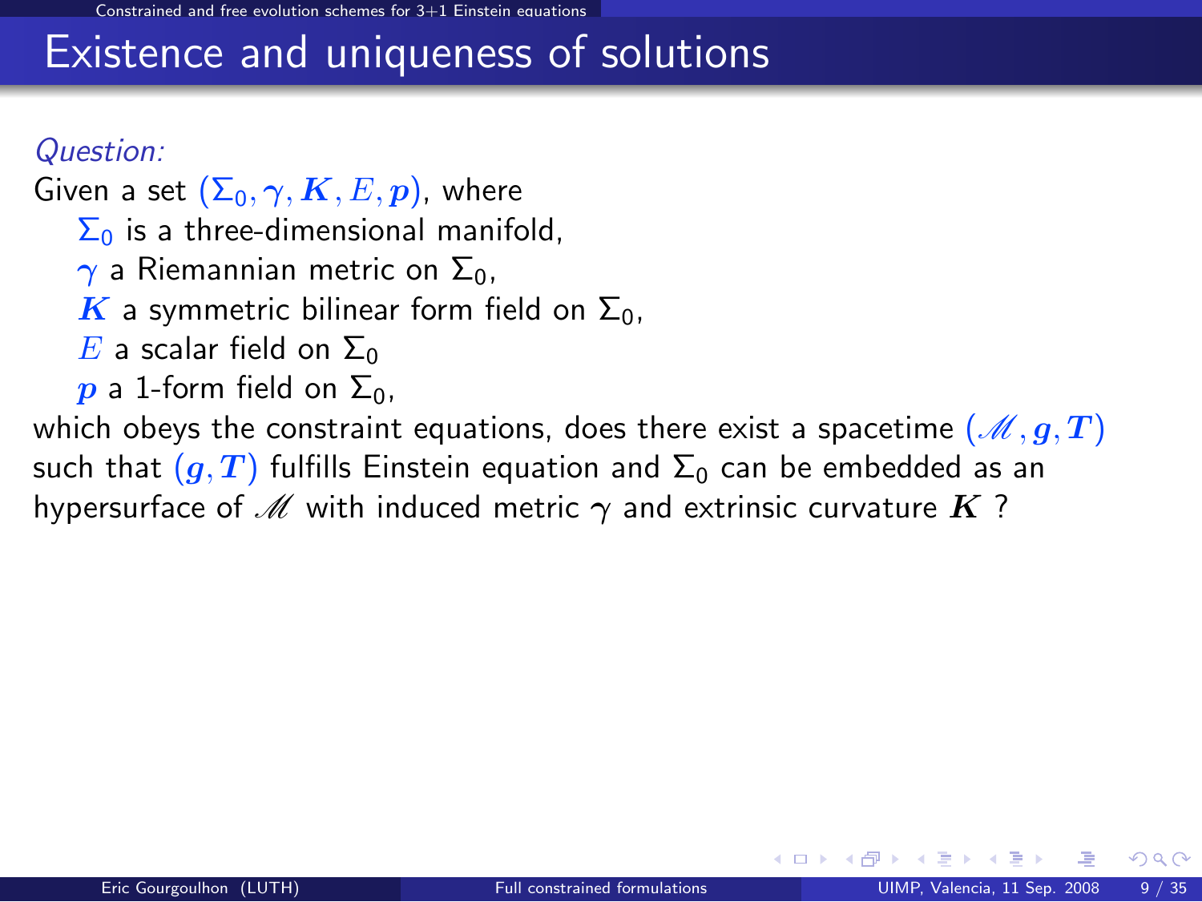# Existence and uniqueness of solutions

*Question:*

Given a set $(\Sigma_0, \boldsymbol{\gamma}, \boldsymbol{K}, E, \boldsymbol{p})$, where

- $\Sigma_0$ is a three-dimensional manifold,
- $\boldsymbol{\gamma}$ a Riemannian metric on $\Sigma_0$,
- $\boldsymbol{K}$ a symmetric bilinear form field on $\Sigma_0$,
- $E$ a scalar field on $\Sigma_0$
- $\boldsymbol{p}$ a 1-form field on $\Sigma_0$,

which obeys the constraint equations, does there exist a spacetime $(\mathscr{M}, \boldsymbol{g}, \boldsymbol{T})$ such that $(\boldsymbol{g}, \boldsymbol{T})$ fulfills Einstein equation and $\Sigma_0$ can be embedded as an hypersurface of $\mathscr{M}$ with induced metric $\boldsymbol{\gamma}$ and extrinsic curvature $\boldsymbol{K}$ ?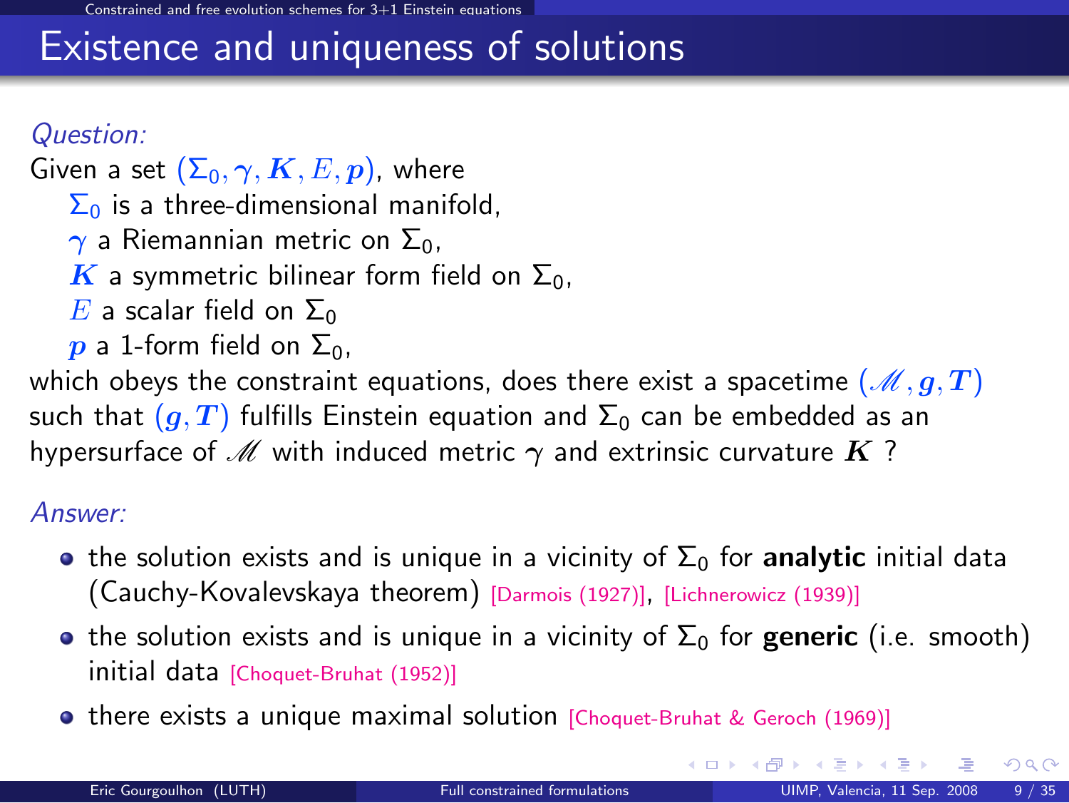# Existence and uniqueness of solutions

*Question:*

Given a set $(\Sigma_0, \gamma, \boldsymbol{K}, E, \boldsymbol{p})$, where

- $\Sigma_0$ is a three-dimensional manifold,
- $\gamma$ a Riemannian metric on $\Sigma_0$,
- $\boldsymbol{K}$ a symmetric bilinear form field on $\Sigma_0$,
- $E$ a scalar field on $\Sigma_0$
- $\boldsymbol{p}$ a 1-form field on $\Sigma_0$,

which obeys the constraint equations, does there exist a spacetime $(\mathscr{M}, \boldsymbol{g}, \boldsymbol{T})$ such that $(\boldsymbol{g}, \boldsymbol{T})$ fulfills Einstein equation and $\Sigma_0$ can be embedded as an hypersurface of $\mathscr{M}$ with induced metric $\gamma$ and extrinsic curvature $\boldsymbol{K}$ ?

*Answer:*

- the solution exists and is unique in a vicinity of $\Sigma_0$ for **analytic** initial data (Cauchy-Kovalevskaya theorem) [Darmois (1927)], [Lichnerowicz (1939)]
- the solution exists and is unique in a vicinity of $\Sigma_0$ for **generic** (i.e. smooth) initial data [Choquet-Bruhat (1952)]
- there exists a unique maximal solution [Choquet-Bruhat & Geroch (1969)]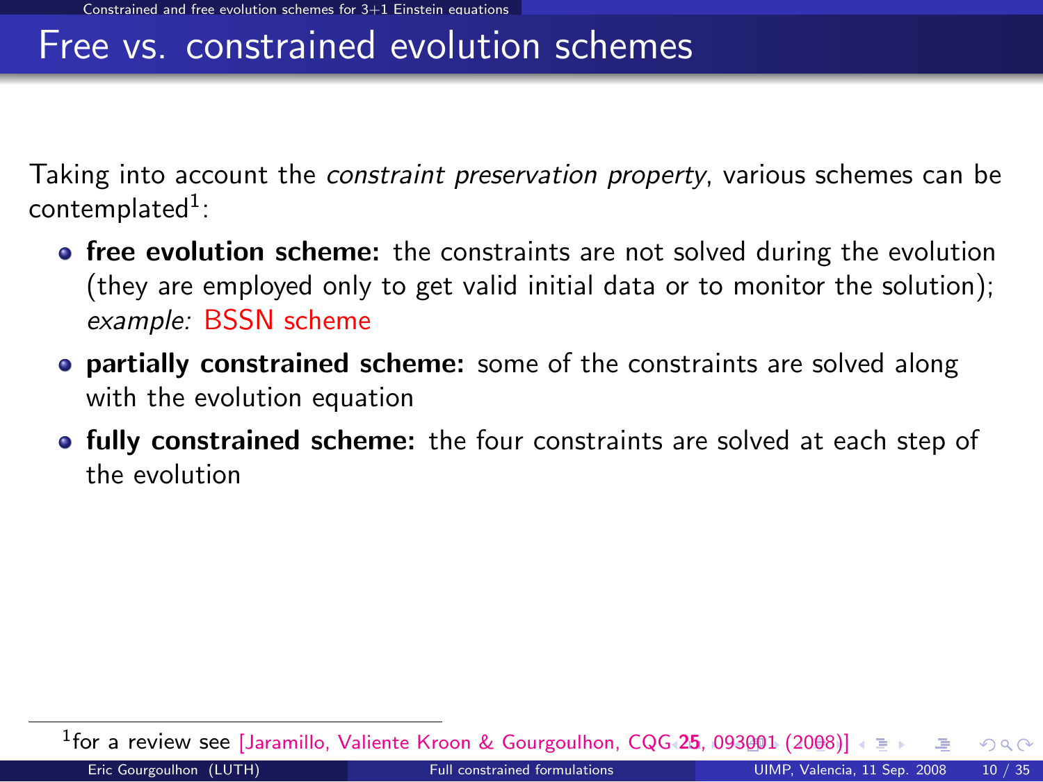# Free vs. constrained evolution schemes

Taking into account the *constraint preservation property*, various schemes can be contemplated[1]:

- **free evolution scheme:** the constraints are not solved during the evolution (they are employed only to get valid initial data or to monitor the solution); *example:* BSSN scheme
- **partially constrained scheme:** some of the constraints are solved along with the evolution equation
- **fully constrained scheme:** the four constraints are solved at each step of the evolution

[1] for a review see [Jaramillo, Valiente Kroon & Gourgoulhon, CQG **25**, 093001 (2008)]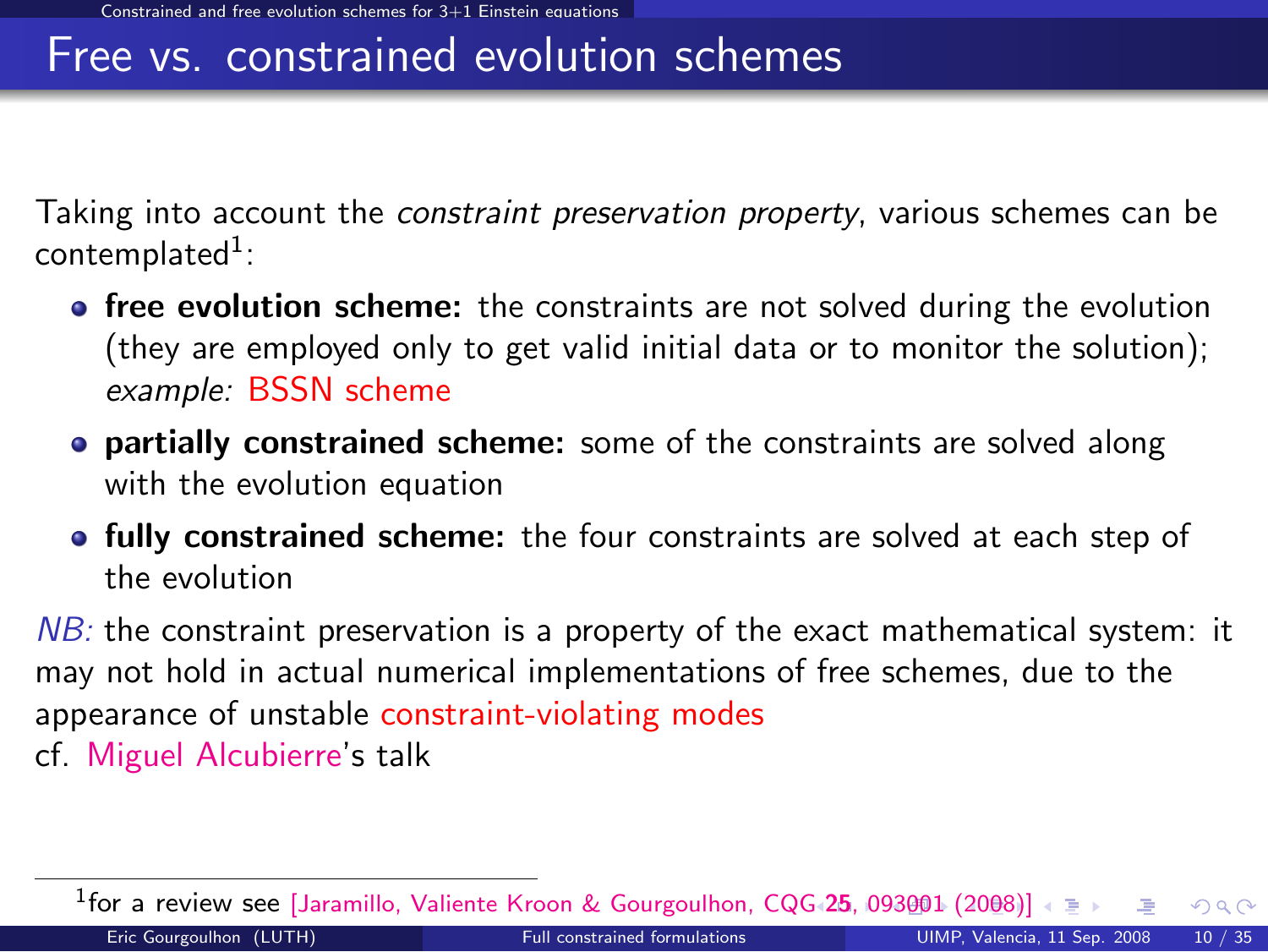# Free vs. constrained evolution schemes

Taking into account the *constraint preservation property*, various schemes can be contemplated[1]:

- **free evolution scheme:** the constraints are not solved during the evolution (they are employed only to get valid initial data or to monitor the solution); *example:* BSSN scheme
- **partially constrained scheme:** some of the constraints are solved along with the evolution equation
- **fully constrained scheme:** the four constraints are solved at each step of the evolution

*NB:* the constraint preservation is a property of the exact mathematical system: it may not hold in actual numerical implementations of free schemes, due to the appearance of unstable constraint-violating modes
cf. Miguel Alcubierre's talk

[1] for a review see [Jaramillo, Valiente Kroon & Gourgoulhon, CQG **25**, 093001 (2008)]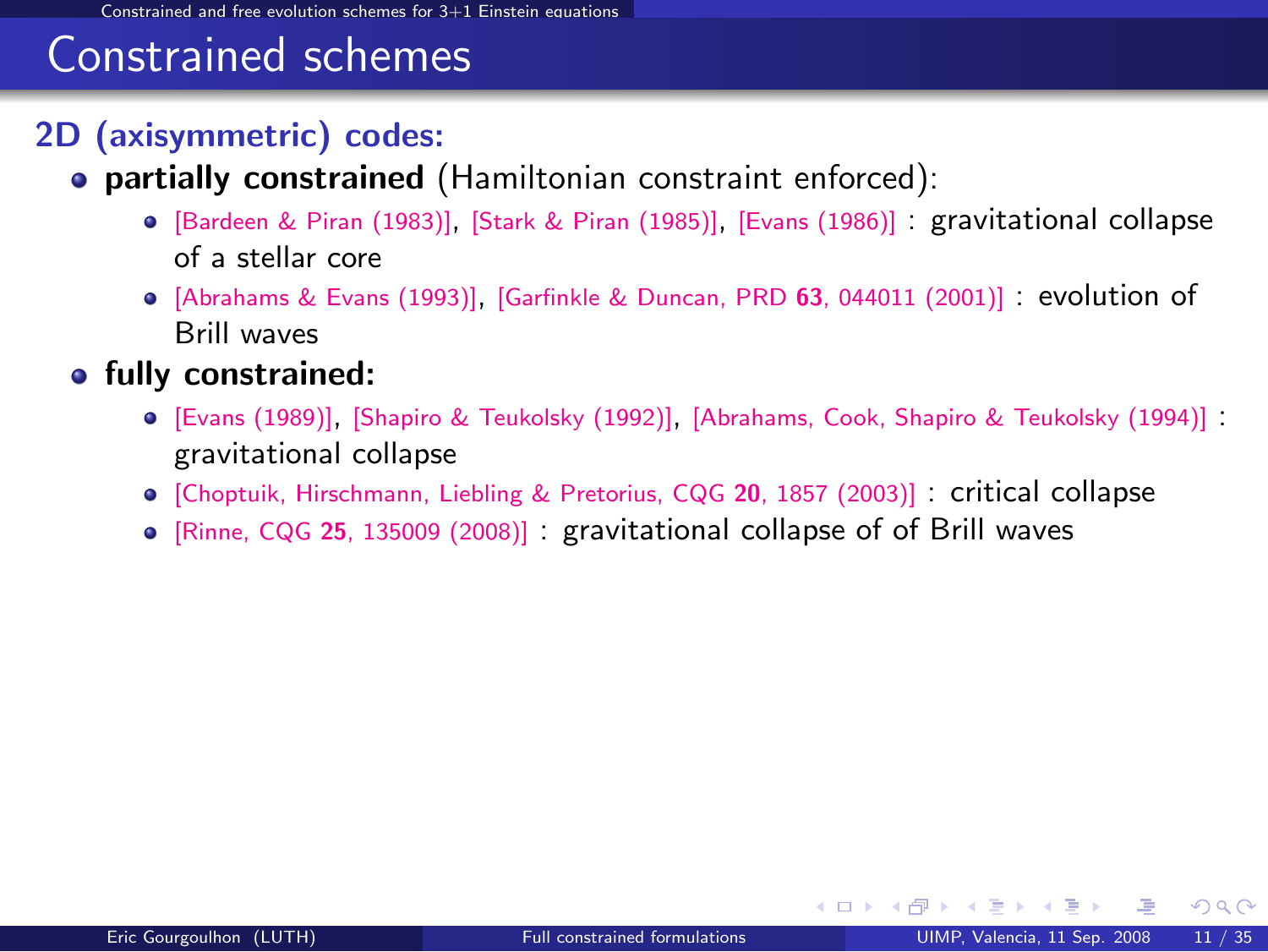# Constrained schemes

## 2D (axisymmetric) codes:

- **partially constrained** (Hamiltonian constraint enforced):
  - [Bardeen & Piran (1983)], [Stark & Piran (1985)], [Evans (1986)] : gravitational collapse of a stellar core
  - [Abrahams & Evans (1993)], [Garfinkle & Duncan, PRD **63**, 044011 (2001)] : evolution of Brill waves
- **fully constrained:**
  - [Evans (1989)], [Shapiro & Teukolsky (1992)], [Abrahams, Cook, Shapiro & Teukolsky (1994)] : gravitational collapse
  - [Choptuik, Hirschmann, Liebling & Pretorius, CQG **20**, 1857 (2003)] : critical collapse
  - [Rinne, CQG **25**, 135009 (2008)] : gravitational collapse of of Brill waves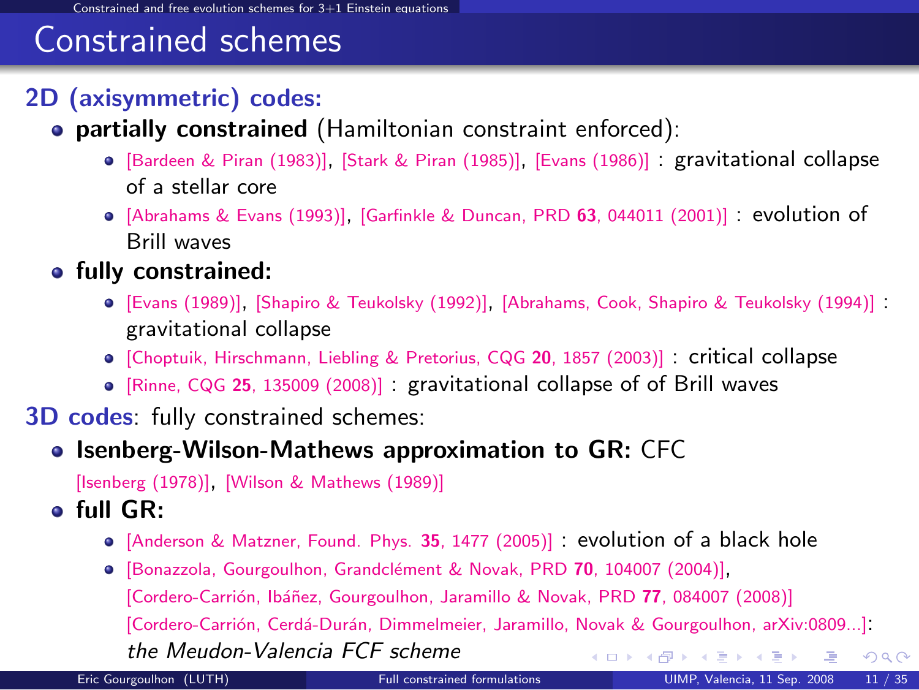# Constrained schemes

## 2D (axisymmetric) codes:

- **partially constrained** (Hamiltonian constraint enforced):
  - [Bardeen & Piran (1983)], [Stark & Piran (1985)], [Evans (1986)] : gravitational collapse of a stellar core
  - [Abrahams & Evans (1993)], [Garfinkle & Duncan, PRD **63**, 044011 (2001)] : evolution of Brill waves
- **fully constrained:**
  - [Evans (1989)], [Shapiro & Teukolsky (1992)], [Abrahams, Cook, Shapiro & Teukolsky (1994)] : gravitational collapse
  - [Choptuik, Hirschmann, Liebling & Pretorius, CQG **20**, 1857 (2003)] : critical collapse
  - [Rinne, CQG **25**, 135009 (2008)] : gravitational collapse of of Brill waves

## 3D codes: fully constrained schemes:

- **Isenberg-Wilson-Mathews approximation to GR:** CFC
  [Isenberg (1978)], [Wilson & Mathews (1989)]
- **full GR:**
  - [Anderson & Matzner, Found. Phys. **35**, 1477 (2005)] : evolution of a black hole
  - [Bonazzola, Gourgoulhon, Grandclément & Novak, PRD **70**, 104007 (2004)], [Cordero-Carrión, Ibáñez, Gourgoulhon, Jaramillo & Novak, PRD **77**, 084007 (2008)] [Cordero-Carrión, Cerdá-Durán, Dimmelmeier, Jaramillo, Novak & Gourgoulhon, arXiv:0809...]: *the Meudon-Valencia FCF scheme*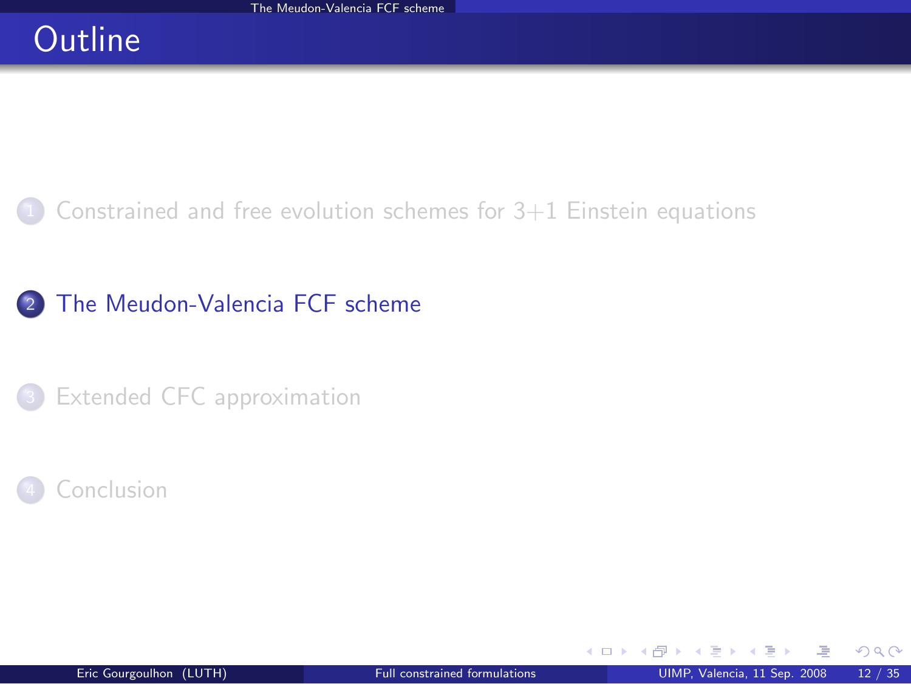# Outline

1. Constrained and free evolution schemes for 3+1 Einstein equations

2. The Meudon-Valencia FCF scheme

3. Extended CFC approximation

4. Conclusion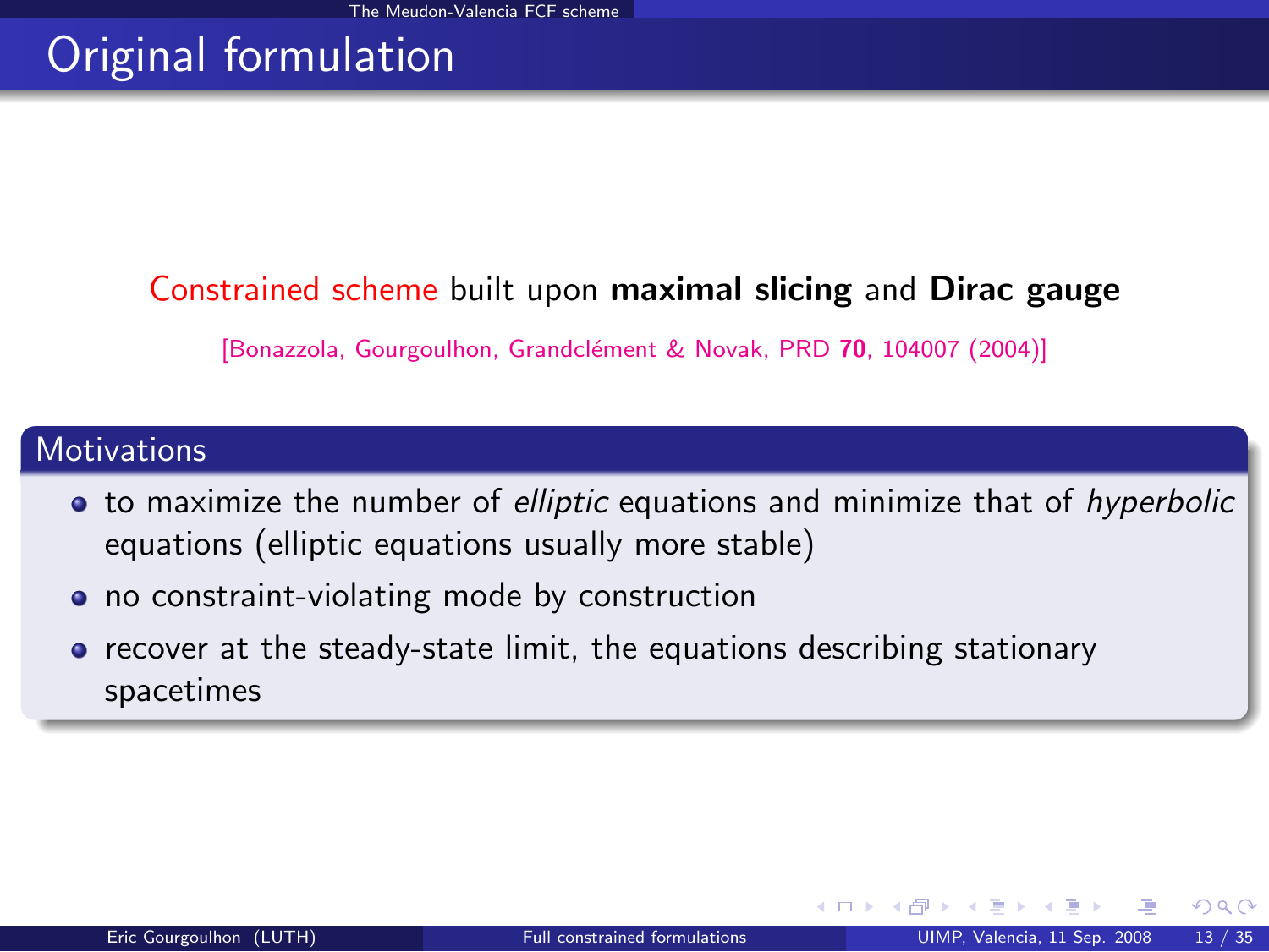# Original formulation

Constrained scheme built upon **maximal slicing** and **Dirac gauge**

[Bonazzola, Gourgoulhon, Grandclément & Novak, PRD **70**, 104007 (2004)]

## Motivations

- to maximize the number of *elliptic* equations and minimize that of *hyperbolic* equations (elliptic equations usually more stable)
- no constraint-violating mode by construction
- recover at the steady-state limit, the equations describing stationary spacetimes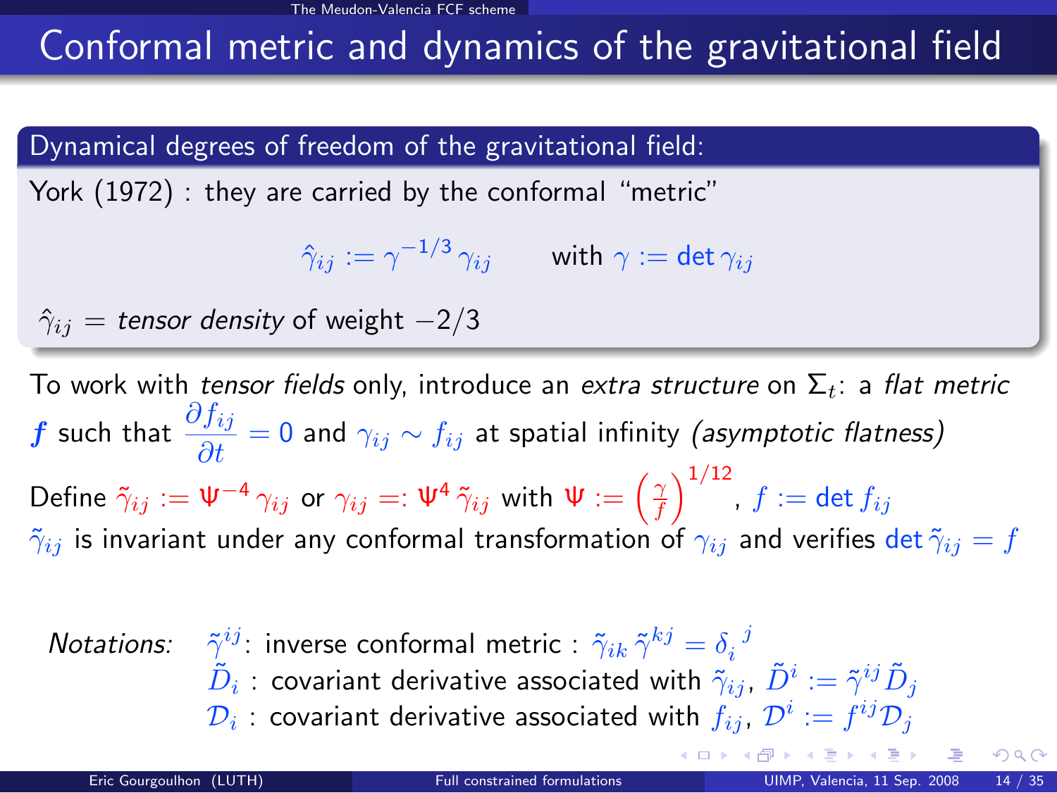# Conformal metric and dynamics of the gravitational field

**Dynamical degrees of freedom of the gravitational field:**

York (1972) : they are carried by the conformal "metric"

$$\hat{\gamma}_{ij} := \gamma^{-1/3} \gamma_{ij} \qquad \text{with } \gamma := \det \gamma_{ij}$$

$\hat{\gamma}_{ij}$ = *tensor density* of weight $-2/3$

To work with *tensor fields* only, introduce an *extra structure* on $\Sigma_t$: a *flat metric* $\boldsymbol{f}$ such that $\dfrac{\partial f_{ij}}{\partial t} = 0$ and $\gamma_{ij} \sim f_{ij}$ at spatial infinity *(asymptotic flatness)*

Define $\tilde{\gamma}_{ij} := \Psi^{-4} \gamma_{ij}$ or $\gamma_{ij} =: \Psi^4 \tilde{\gamma}_{ij}$ with $\Psi := \left(\frac{\gamma}{f}\right)^{1/12}$, $f := \det f_{ij}$

$\tilde{\gamma}_{ij}$ is invariant under any conformal transformation of $\gamma_{ij}$ and verifies $\det \tilde{\gamma}_{ij} = f$

*Notations:*
- $\tilde{\gamma}^{ij}$: inverse conformal metric : $\tilde{\gamma}_{ik} \tilde{\gamma}^{kj} = \delta_i^{\ j}$
- $\tilde{D}_i$ : covariant derivative associated with $\tilde{\gamma}_{ij}$, $\tilde{D}^i := \tilde{\gamma}^{ij} \tilde{D}_j$
- $\mathcal{D}_i$ : covariant derivative associated with $f_{ij}$, $\mathcal{D}^i := f^{ij} \mathcal{D}_j$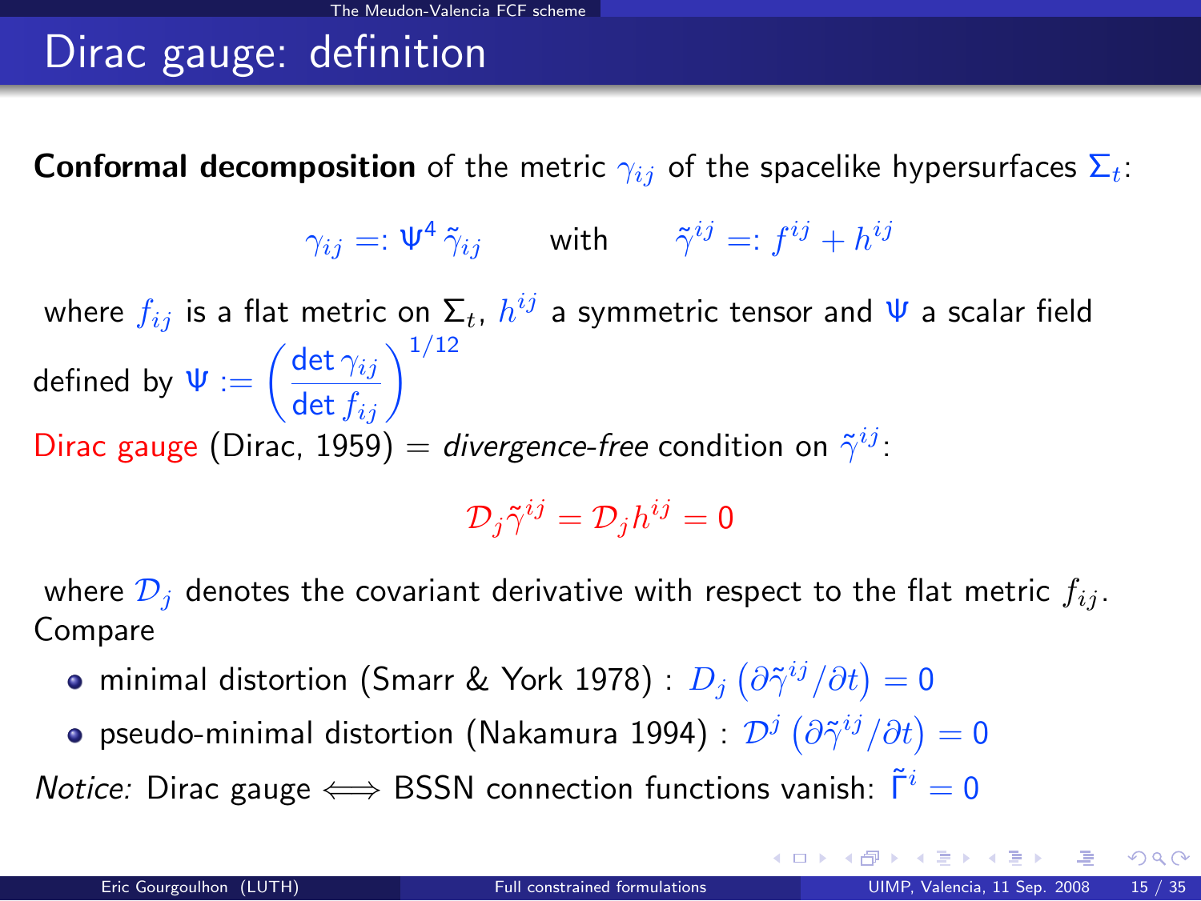# Dirac gauge: definition

**Conformal decomposition** of the metric $\gamma_{ij}$ of the spacelike hypersurfaces $\Sigma_t$:

$$\gamma_{ij} =: \Psi^4 \, \tilde{\gamma}_{ij} \qquad \text{with} \qquad \tilde{\gamma}^{ij} =: f^{ij} + h^{ij}$$

where $f_{ij}$ is a flat metric on $\Sigma_t$, $h^{ij}$ a symmetric tensor and $\Psi$ a scalar field defined by $\Psi := \left( \frac{\det \gamma_{ij}}{\det f_{ij}} \right)^{1/12}$

Dirac gauge (Dirac, 1959) = *divergence-free* condition on $\tilde{\gamma}^{ij}$:

$$\mathcal{D}_j \tilde{\gamma}^{ij} = \mathcal{D}_j h^{ij} = 0$$

where $\mathcal{D}_j$ denotes the covariant derivative with respect to the flat metric $f_{ij}$.
Compare

- minimal distortion (Smarr & York 1978) : $D_j \left( \partial \tilde{\gamma}^{ij} / \partial t \right) = 0$
- pseudo-minimal distortion (Nakamura 1994) : $\mathcal{D}^j \left( \partial \tilde{\gamma}^{ij} / \partial t \right) = 0$

*Notice:* Dirac gauge $\Longleftrightarrow$ BSSN connection functions vanish: $\tilde{\Gamma}^i = 0$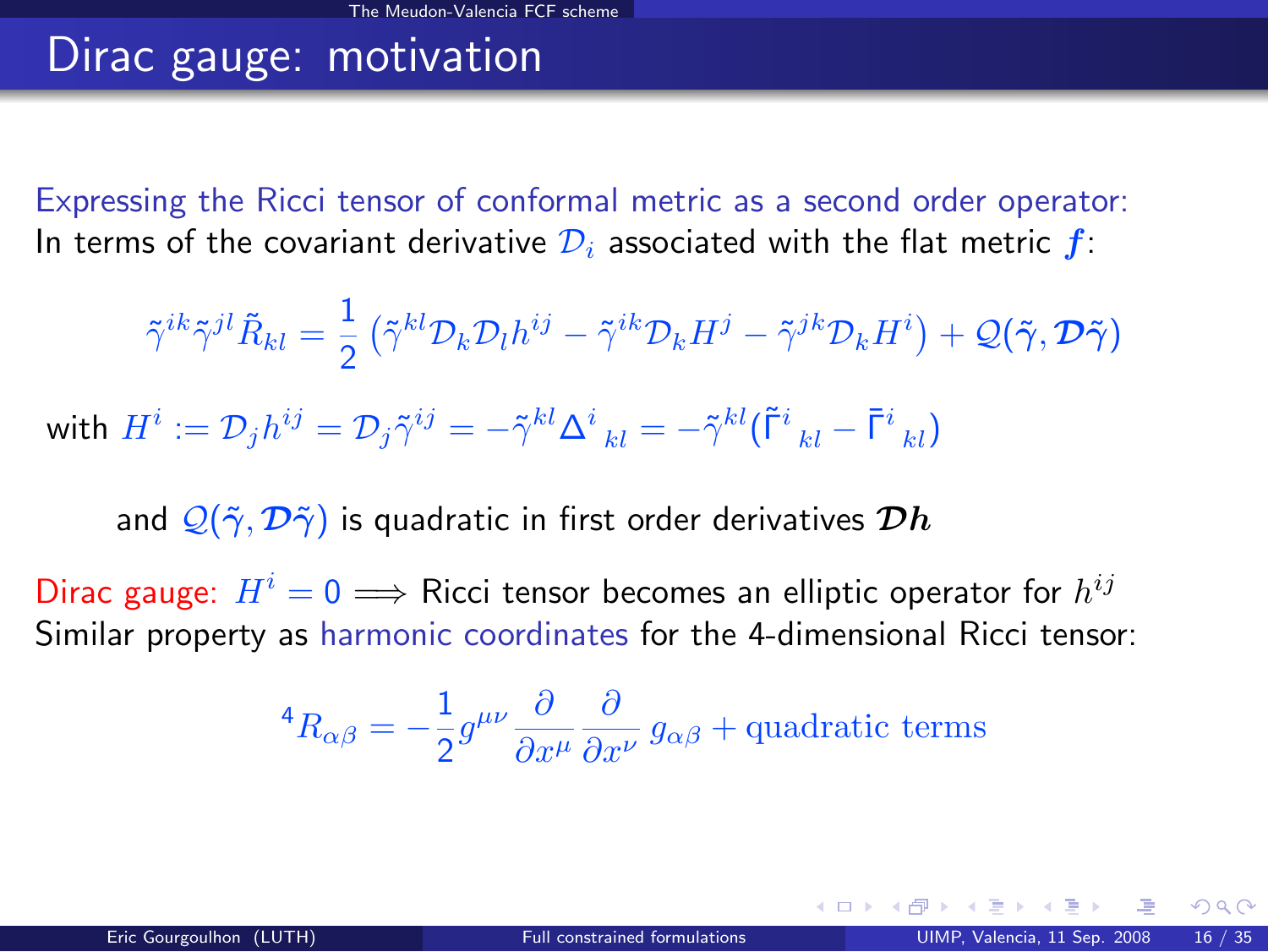# Dirac gauge: motivation

Expressing the Ricci tensor of conformal metric as a second order operator:
In terms of the covariant derivative $\mathcal{D}_i$ associated with the flat metric $\boldsymbol{f}$:

$$\tilde{\gamma}^{ik}\tilde{\gamma}^{jl}\tilde{R}_{kl} = \frac{1}{2}\left(\tilde{\gamma}^{kl}\mathcal{D}_k\mathcal{D}_l h^{ij} - \tilde{\gamma}^{ik}\mathcal{D}_k H^j - \tilde{\gamma}^{jk}\mathcal{D}_k H^i\right) + \mathcal{Q}(\tilde{\gamma}, \boldsymbol{\mathcal{D}}\tilde{\gamma})$$

with $H^i := \mathcal{D}_j h^{ij} = \mathcal{D}_j \tilde{\gamma}^{ij} = -\tilde{\gamma}^{kl}\Delta^i{}_{kl} = -\tilde{\gamma}^{kl}(\tilde{\Gamma}^i{}_{kl} - \bar{\Gamma}^i{}_{kl})$

and $\mathcal{Q}(\tilde{\gamma}, \boldsymbol{\mathcal{D}}\tilde{\gamma})$ is quadratic in first order derivatives $\boldsymbol{\mathcal{D}h}$

Dirac gauge: $H^i = 0 \Longrightarrow$ Ricci tensor becomes an elliptic operator for $h^{ij}$
Similar property as harmonic coordinates for the 4-dimensional Ricci tensor:

$$^4R_{\alpha\beta} = -\frac{1}{2}g^{\mu\nu}\frac{\partial}{\partial x^\mu}\frac{\partial}{\partial x^\nu}\,g_{\alpha\beta} + \text{quadratic terms}$$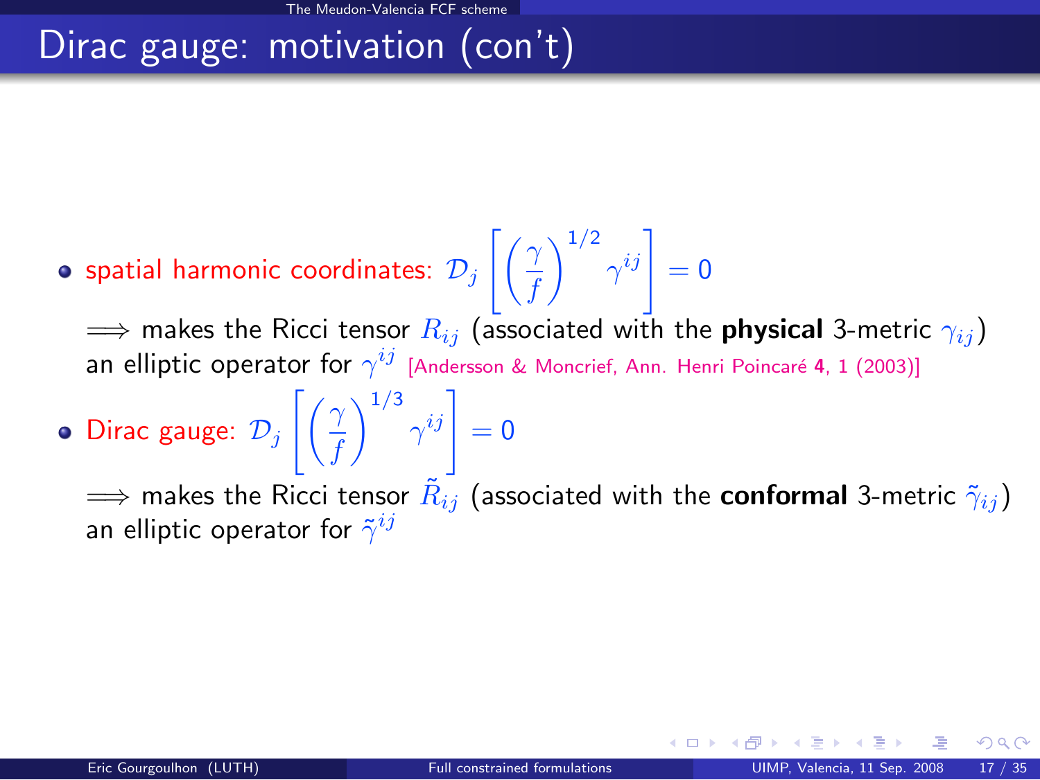# Dirac gauge: motivation (con't)

- spatial harmonic coordinates: $\mathcal{D}_j \left[ \left( \frac{\gamma}{f} \right)^{1/2} \gamma^{ij} \right] = 0$

  $\Longrightarrow$ makes the Ricci tensor $R_{ij}$ (associated with the **physical** 3-metric $\gamma_{ij}$) an elliptic operator for $\gamma^{ij}$ [Andersson & Moncrief, Ann. Henri Poincaré **4**, 1 (2003)]

- Dirac gauge: $\mathcal{D}_j \left[ \left( \frac{\gamma}{f} \right)^{1/3} \gamma^{ij} \right] = 0$

  $\Longrightarrow$ makes the Ricci tensor $\tilde{R}_{ij}$ (associated with the **conformal** 3-metric $\tilde{\gamma}_{ij}$) an elliptic operator for $\tilde{\gamma}^{ij}$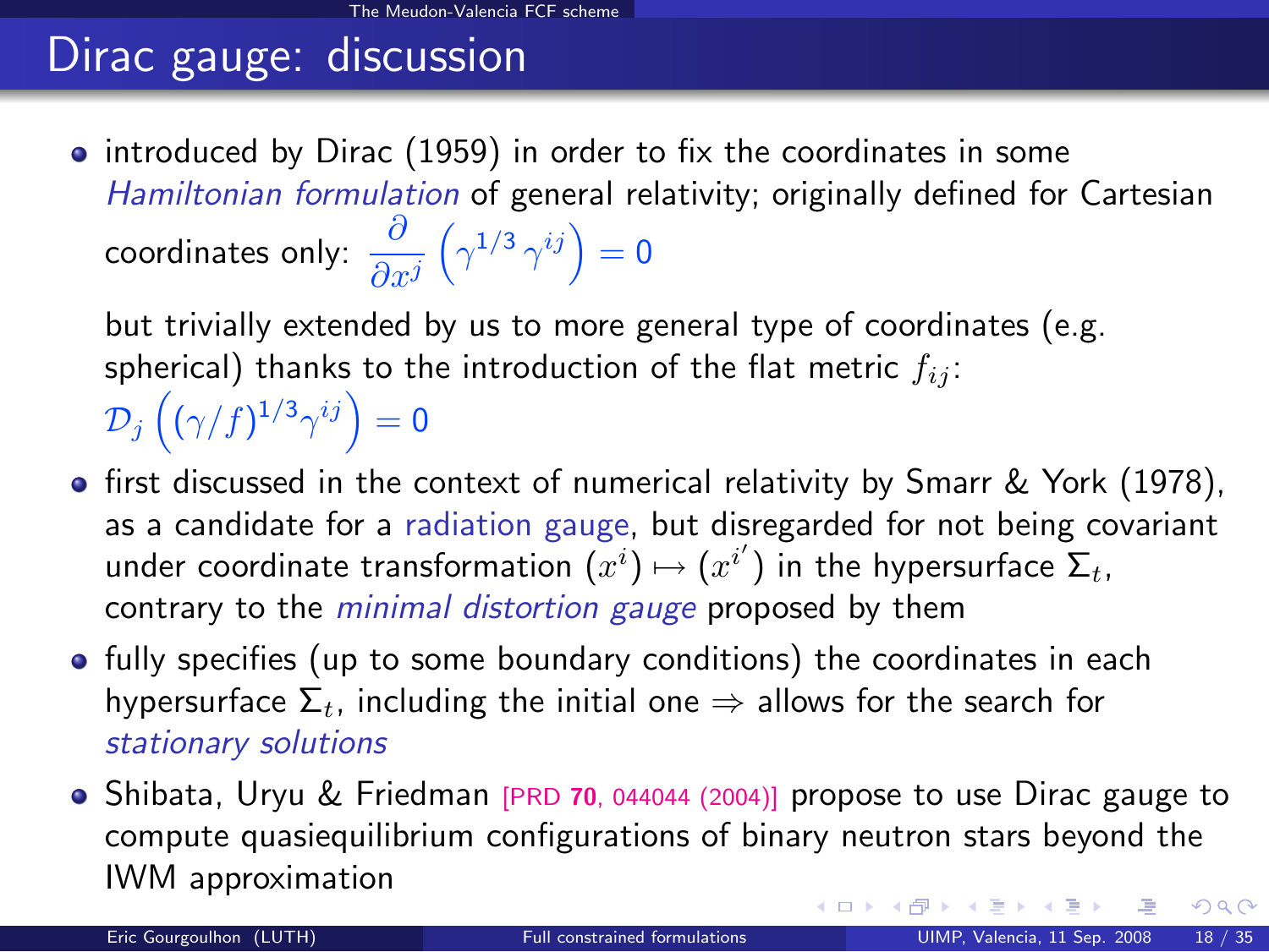# Dirac gauge: discussion

- introduced by Dirac (1959) in order to fix the coordinates in some *Hamiltonian formulation* of general relativity; originally defined for Cartesian coordinates only: $\frac{\partial}{\partial x^j}\left(\gamma^{1/3}\,\gamma^{ij}\right) = 0$

  but trivially extended by us to more general type of coordinates (e.g. spherical) thanks to the introduction of the flat metric $f_{ij}$: $\mathcal{D}_j\left((\gamma/f)^{1/3}\gamma^{ij}\right) = 0$
- first discussed in the context of numerical relativity by Smarr & York (1978), as a candidate for a radiation gauge, but disregarded for not being covariant under coordinate transformation $(x^i) \mapsto (x^{i'})$ in the hypersurface $\Sigma_t$, contrary to the *minimal distortion gauge* proposed by them
- fully specifies (up to some boundary conditions) the coordinates in each hypersurface $\Sigma_t$, including the initial one $\Rightarrow$ allows for the search for *stationary solutions*
- Shibata, Uryu & Friedman [PRD **70**, 044044 (2004)] propose to use Dirac gauge to compute quasiequilibrium configurations of binary neutron stars beyond the IWM approximation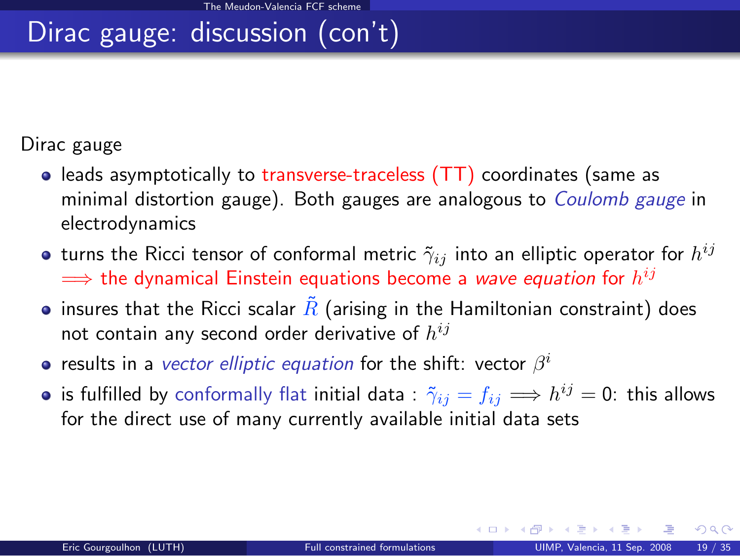# Dirac gauge: discussion (con't)

Dirac gauge

- leads asymptotically to transverse-traceless (TT) coordinates (same as minimal distortion gauge). Both gauges are analogous to *Coulomb gauge* in electrodynamics
- turns the Ricci tensor of conformal metric $\tilde{\gamma}_{ij}$ into an elliptic operator for $h^{ij}$ $\Longrightarrow$ the dynamical Einstein equations become a *wave equation* for $h^{ij}$
- insures that the Ricci scalar $\tilde{R}$ (arising in the Hamiltonian constraint) does not contain any second order derivative of $h^{ij}$
- results in a *vector elliptic equation* for the shift: vector $\beta^i$
- is fulfilled by conformally flat initial data : $\tilde{\gamma}_{ij} = f_{ij} \Longrightarrow h^{ij} = 0$: this allows for the direct use of many currently available initial data sets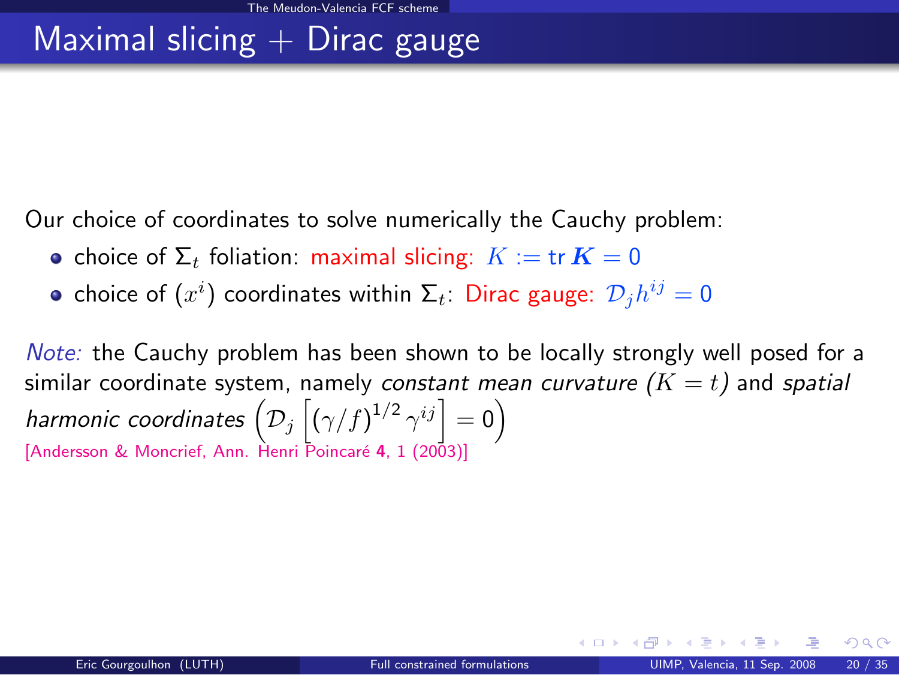# Maximal slicing + Dirac gauge

Our choice of coordinates to solve numerically the Cauchy problem:

- choice of $\Sigma_t$ foliation: maximal slicing: $K := \mathrm{tr}\, \boldsymbol{K} = 0$
- choice of $(x^i)$ coordinates within $\Sigma_t$: Dirac gauge: $\mathcal{D}_j h^{ij} = 0$

*Note:* the Cauchy problem has been shown to be locally strongly well posed for a similar coordinate system, namely *constant mean curvature ($K = t$)* and *spatial harmonic coordinates* $\left(\mathcal{D}_j \left[ (\gamma/f)^{1/2} \gamma^{ij} \right] = 0\right)$
[Andersson & Moncrief, Ann. Henri Poincaré **4**, 1 (2003)]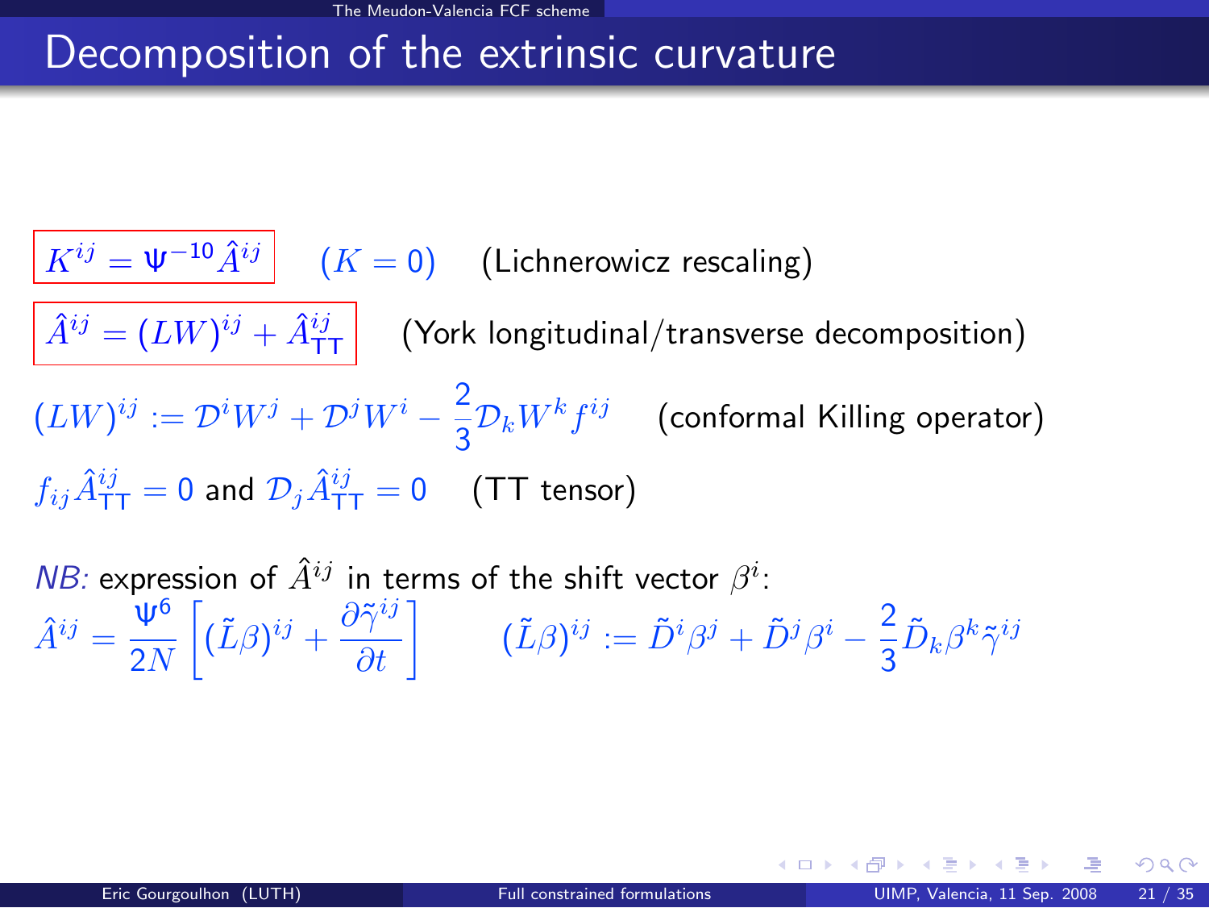# Decomposition of the extrinsic curvature

$$K^{ij} = \Psi^{-10} \hat{A}^{ij} \qquad (K=0) \qquad \text{(Lichnerowicz rescaling)}$$

$$\hat{A}^{ij} = (LW)^{ij} + \hat{A}^{ij}_{\mathrm{TT}} \qquad \text{(York longitudinal/transverse decomposition)}$$

$$(LW)^{ij} := \mathcal{D}^i W^j + \mathcal{D}^j W^i - \frac{2}{3}\mathcal{D}_k W^k f^{ij} \qquad \text{(conformal Killing operator)}$$

$$f_{ij}\hat{A}^{ij}_{\mathrm{TT}} = 0 \text{ and } \mathcal{D}_j \hat{A}^{ij}_{\mathrm{TT}} = 0 \qquad \text{(TT tensor)}$$

*NB:* expression of $\hat{A}^{ij}$ in terms of the shift vector $\beta^i$:

$$\hat{A}^{ij} = \frac{\Psi^6}{2N}\left[(\tilde{L}\beta)^{ij} + \frac{\partial \tilde{\gamma}^{ij}}{\partial t}\right] \qquad (\tilde{L}\beta)^{ij} := \tilde{D}^i\beta^j + \tilde{D}^j\beta^i - \frac{2}{3}\tilde{D}_k\beta^k\tilde{\gamma}^{ij}$$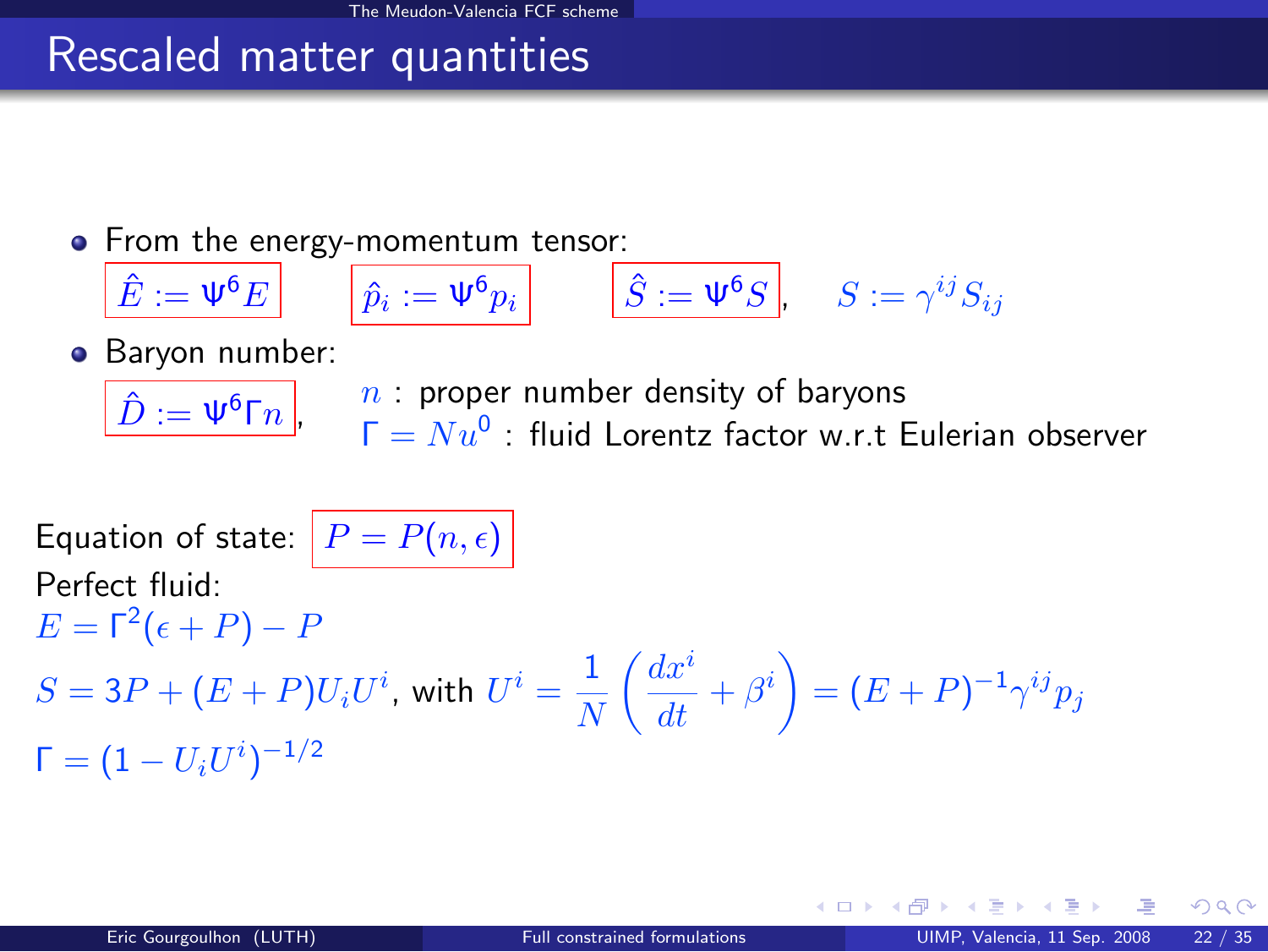# Rescaled matter quantities

- From the energy-momentum tensor:

  $\hat{E} := \Psi^6 E$ $\quad$ $\hat{p}_i := \Psi^6 p_i$ $\quad$ $\hat{S} := \Psi^6 S$, $\quad S := \gamma^{ij} S_{ij}$

- Baryon number:

  $\hat{D} := \Psi^6 \Gamma n$, $\quad$ $n$ : proper number density of baryons
  
  $\Gamma = N u^0$ : fluid Lorentz factor w.r.t Eulerian observer

Equation of state: $P = P(n, \epsilon)$

Perfect fluid:

$E = \Gamma^2 (\epsilon + P) - P$

$S = 3P + (E + P) U_i U^i$, with $U^i = \dfrac{1}{N}\left(\dfrac{dx^i}{dt} + \beta^i\right) = (E + P)^{-1} \gamma^{ij} p_j$

$\Gamma = (1 - U_i U^i)^{-1/2}$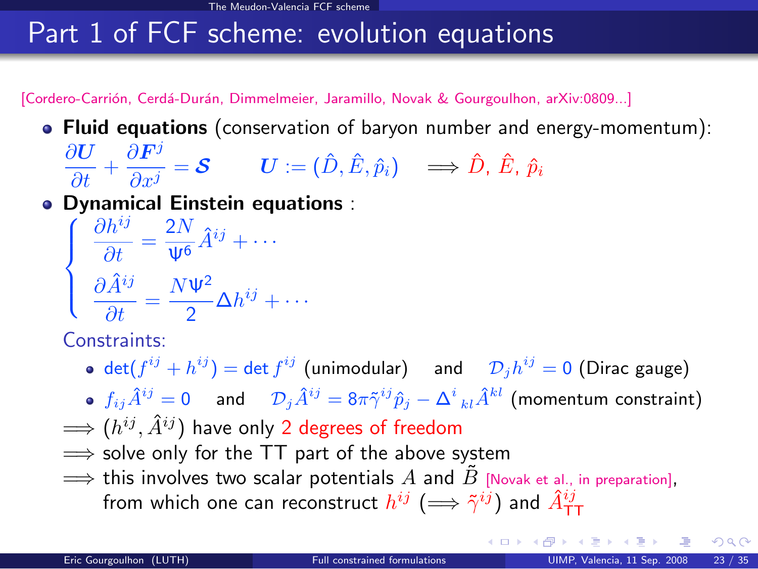# Part 1 of FCF scheme: evolution equations

[Cordero-Carrión, Cerdá-Durán, Dimmelmeier, Jaramillo, Novak & Gourgoulhon, arXiv:0809...]

- **Fluid equations** (conservation of baryon number and energy-momentum):
  $$\frac{\partial \boldsymbol{U}}{\partial t} + \frac{\partial \boldsymbol{F}^j}{\partial x^j} = \boldsymbol{\mathcal{S}} \qquad \boldsymbol{U} := (\hat{D}, \hat{E}, \hat{p}_i) \quad \Longrightarrow \hat{D},\ \hat{E},\ \hat{p}_i$$
- **Dynamical Einstein equations** :
  $$\begin{cases} \dfrac{\partial h^{ij}}{\partial t} = \dfrac{2N}{\Psi^6} \hat{A}^{ij} + \cdots \\[2ex] \dfrac{\partial \hat{A}^{ij}}{\partial t} = \dfrac{N\Psi^2}{2} \Delta h^{ij} + \cdots \end{cases}$$

  Constraints:
  - $\det(f^{ij} + h^{ij}) = \det f^{ij}$ (unimodular) and $\mathcal{D}_j h^{ij} = 0$ (Dirac gauge)
  - $f_{ij}\hat{A}^{ij} = 0$ and $\mathcal{D}_j \hat{A}^{ij} = 8\pi \tilde{\gamma}^{ij} \hat{p}_j - \Delta^i{}_{kl} \hat{A}^{kl}$ (momentum constraint)

  $\Longrightarrow$ $(h^{ij}, \hat{A}^{ij})$ have only 2 degrees of freedom

  $\Longrightarrow$ solve only for the TT part of the above system

  $\Longrightarrow$ this involves two scalar potentials $A$ and $\tilde{B}$ [Novak et al., in preparation], from which one can reconstruct $h^{ij}$ ($\Longrightarrow \tilde{\gamma}^{ij}$) and $\hat{A}^{ij}_{\mathrm{TT}}$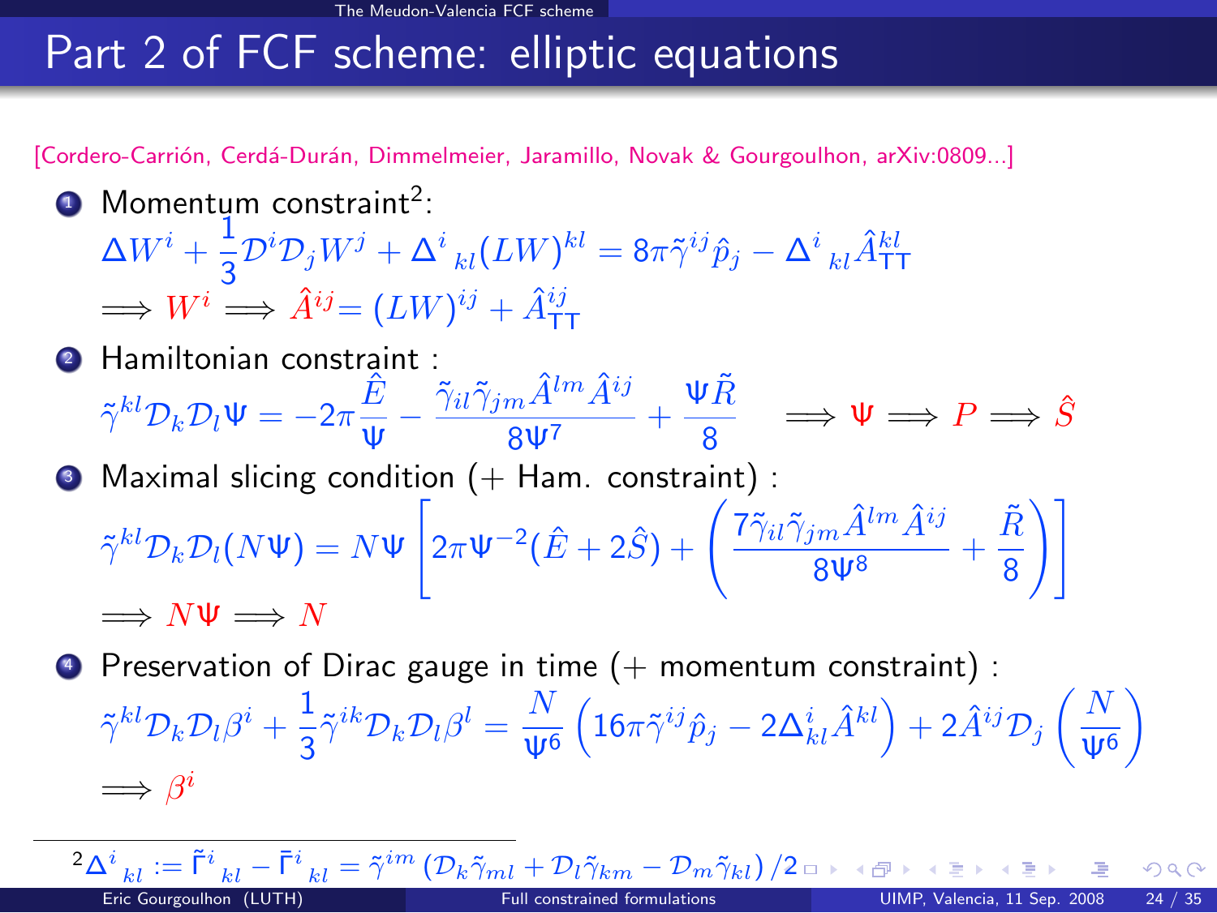# Part 2 of FCF scheme: elliptic equations

[Cordero-Carrión, Cerdá-Durán, Dimmelmeier, Jaramillo, Novak & Gourgoulhon, arXiv:0809...]

1. Momentum constraint[2]:
$$\Delta W^i + \frac{1}{3}\mathcal{D}^i\mathcal{D}_j W^j + \Delta^i{}_{kl}(LW)^{kl} = 8\pi\tilde{\gamma}^{ij}\hat{p}_j - \Delta^i{}_{kl}\hat{A}^{kl}_{\mathrm{TT}}$$
$$\Longrightarrow W^i \Longrightarrow \hat{A}^{ij} = (LW)^{ij} + \hat{A}^{ij}_{\mathrm{TT}}$$

2. Hamiltonian constraint :
$$\tilde{\gamma}^{kl}\mathcal{D}_k\mathcal{D}_l\Psi = -2\pi\frac{\hat{E}}{\Psi} - \frac{\tilde{\gamma}_{il}\tilde{\gamma}_{jm}\hat{A}^{lm}\hat{A}^{ij}}{8\Psi^7} + \frac{\Psi\tilde{R}}{8} \quad \Longrightarrow \Psi \Longrightarrow P \Longrightarrow \hat{S}$$

3. Maximal slicing condition (+ Ham. constraint) :
$$\tilde{\gamma}^{kl}\mathcal{D}_k\mathcal{D}_l(N\Psi) = N\Psi\left[2\pi\Psi^{-2}(\hat{E}+2\hat{S}) + \left(\frac{7\tilde{\gamma}_{il}\tilde{\gamma}_{jm}\hat{A}^{lm}\hat{A}^{ij}}{8\Psi^8} + \frac{\tilde{R}}{8}\right)\right]$$
$$\Longrightarrow N\Psi \Longrightarrow N$$

4. Preservation of Dirac gauge in time (+ momentum constraint) :
$$\tilde{\gamma}^{kl}\mathcal{D}_k\mathcal{D}_l\beta^i + \frac{1}{3}\tilde{\gamma}^{ik}\mathcal{D}_k\mathcal{D}_l\beta^l = \frac{N}{\Psi^6}\left(16\pi\tilde{\gamma}^{ij}\hat{p}_j - 2\Delta^i_{kl}\hat{A}^{kl}\right) + 2\hat{A}^{ij}\mathcal{D}_j\left(\frac{N}{\Psi^6}\right)$$
$$\Longrightarrow \beta^i$$

[2] $\Delta^i{}_{kl} := \tilde{\Gamma}^i{}_{kl} - \bar{\Gamma}^i{}_{kl} = \tilde{\gamma}^{im}\left(\mathcal{D}_k\tilde{\gamma}_{ml} + \mathcal{D}_l\tilde{\gamma}_{km} - \mathcal{D}_m\tilde{\gamma}_{kl}\right)/2$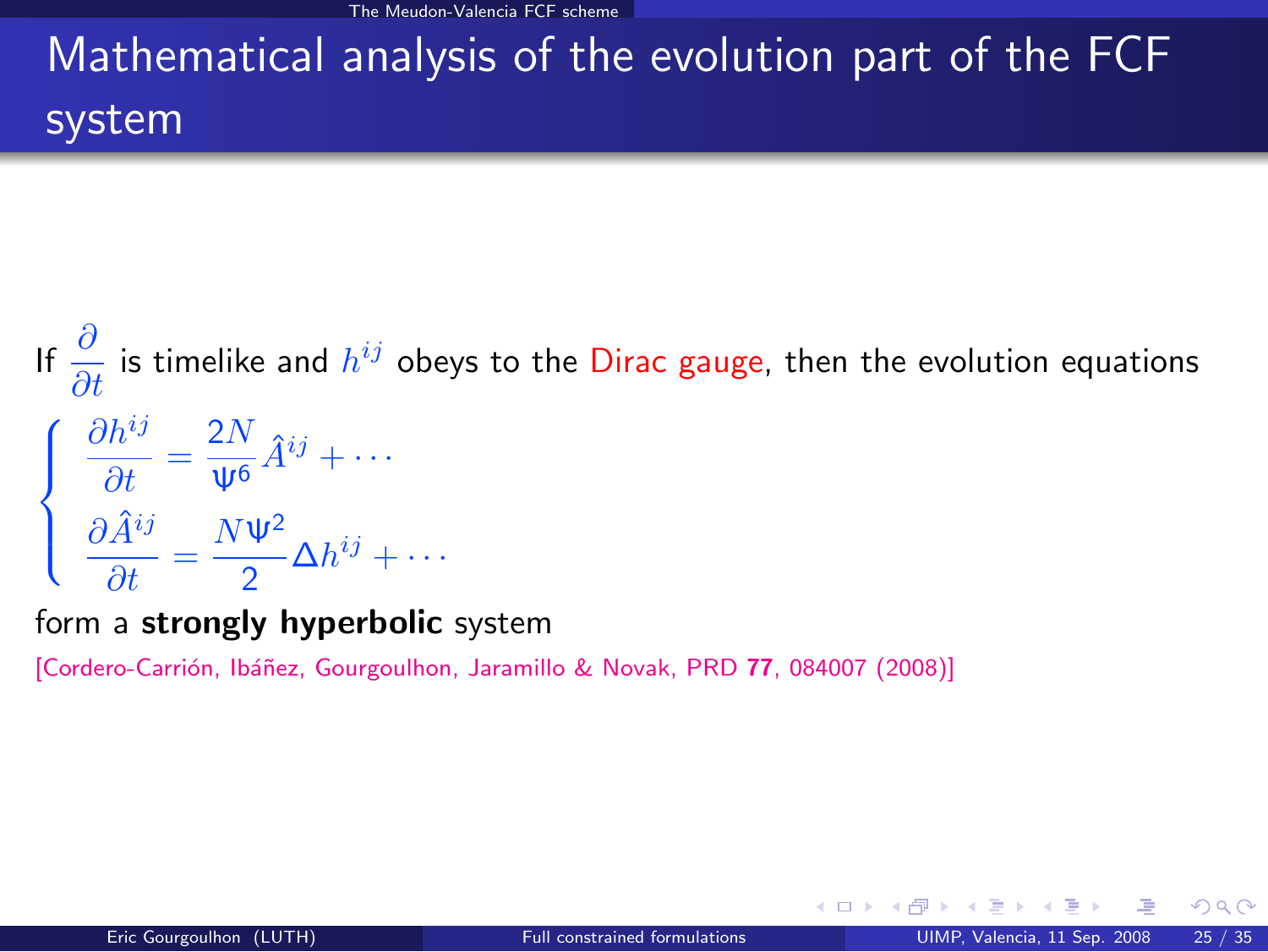# Mathematical analysis of the evolution part of the FCF system

If $\frac{\partial}{\partial t}$ is timelike and $h^{ij}$ obeys to the Dirac gauge, then the evolution equations

$$
\begin{cases}
\dfrac{\partial h^{ij}}{\partial t} = \dfrac{2N}{\Psi^6} \hat{A}^{ij} + \cdots \\[2ex]
\dfrac{\partial \hat{A}^{ij}}{\partial t} = \dfrac{N\Psi^2}{2} \Delta h^{ij} + \cdots
\end{cases}
$$

form a **strongly hyperbolic** system

[Cordero-Carrión, Ibáñez, Gourgoulhon, Jaramillo & Novak, PRD **77**, 084007 (2008)]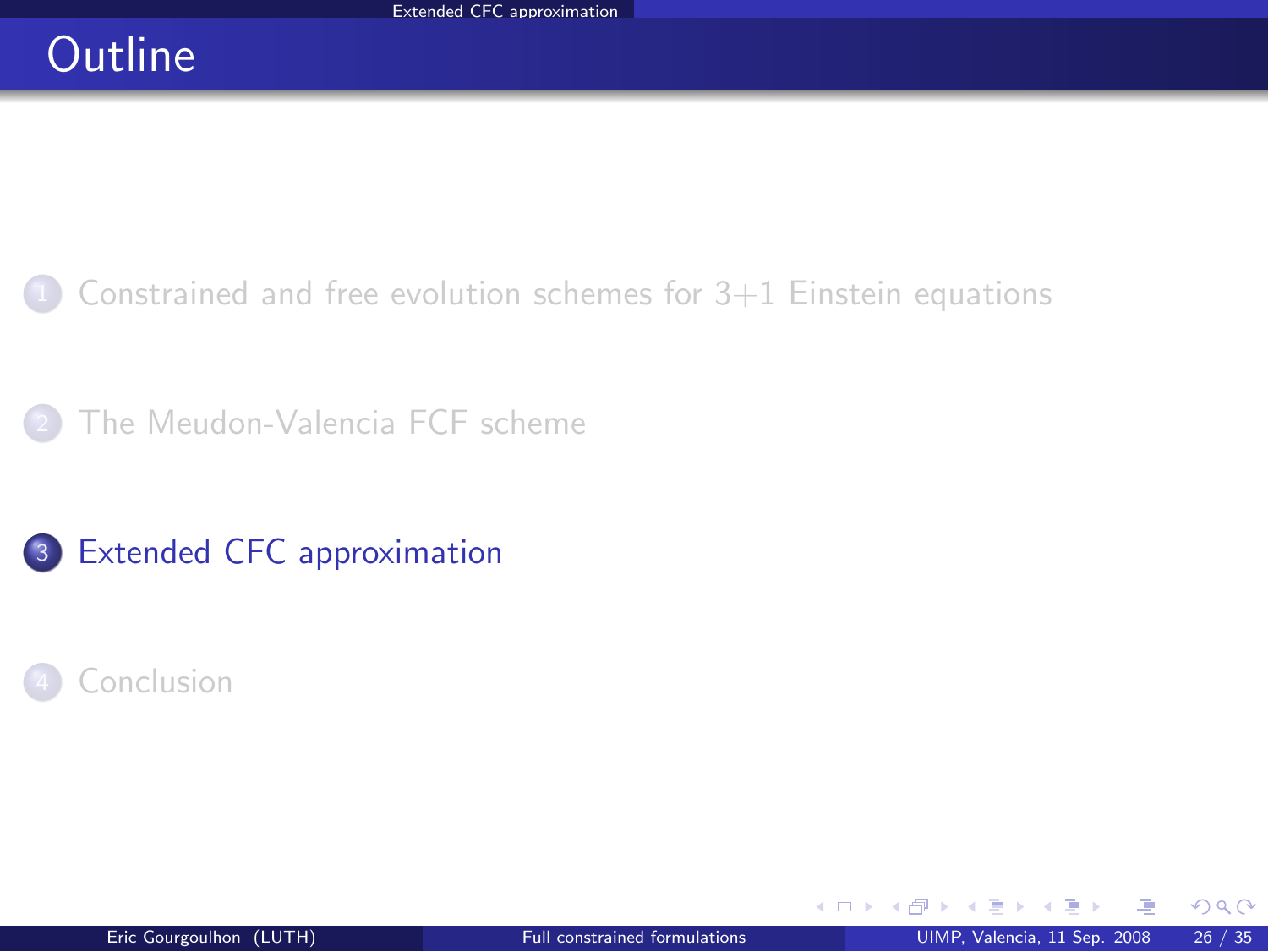# Outline

1. Constrained and free evolution schemes for 3+1 Einstein equations
2. The Meudon-Valencia FCF scheme
3. **Extended CFC approximation**
4. Conclusion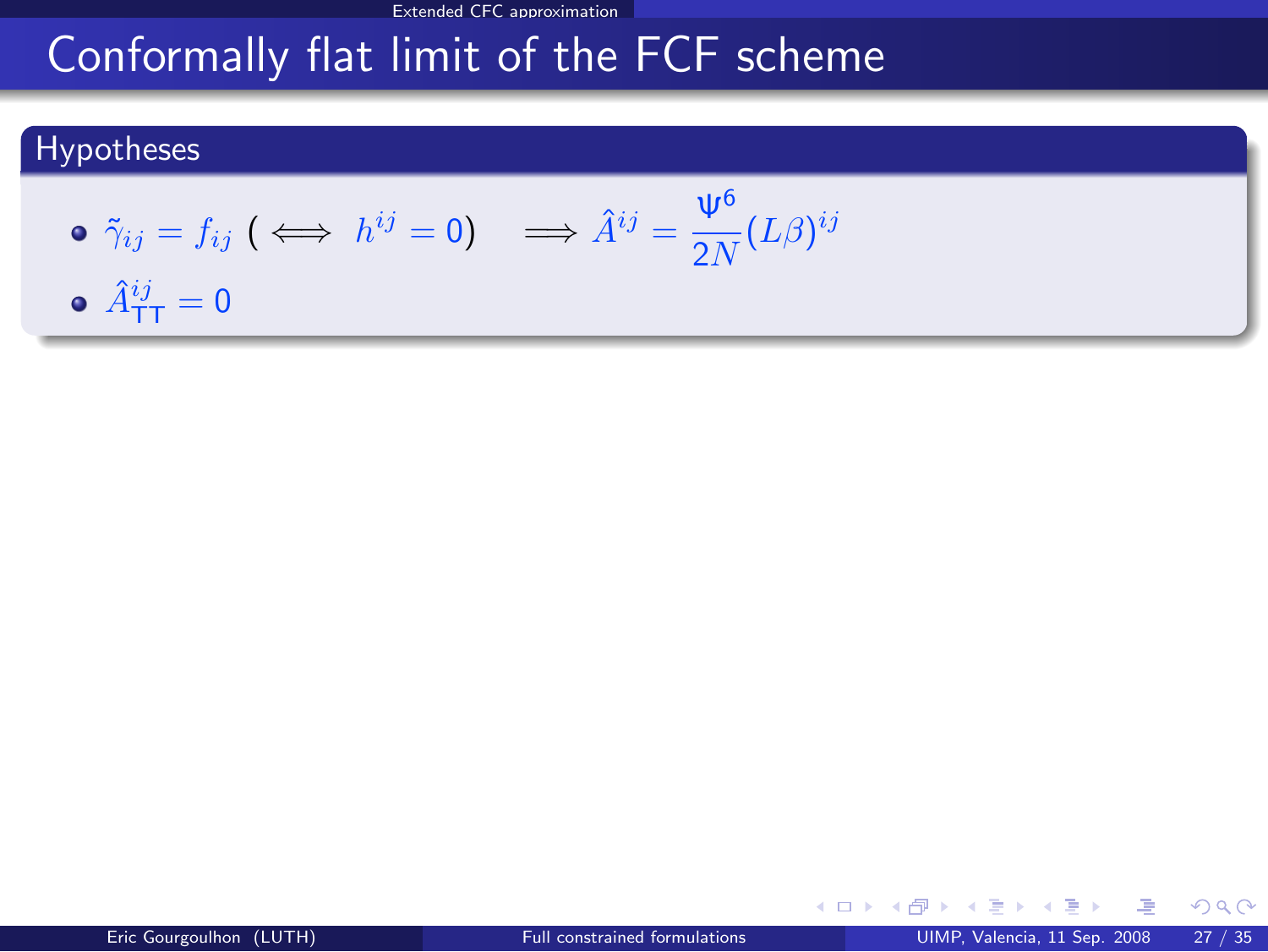# Conformally flat limit of the FCF scheme

## Hypotheses

- $\tilde{\gamma}_{ij} = f_{ij}$ ( $\iff$ $h^{ij} = 0$) $\quad \Longrightarrow \hat{A}^{ij} = \dfrac{\Psi^6}{2N}(L\beta)^{ij}$
- $\hat{A}^{ij}_{\mathrm{TT}} = 0$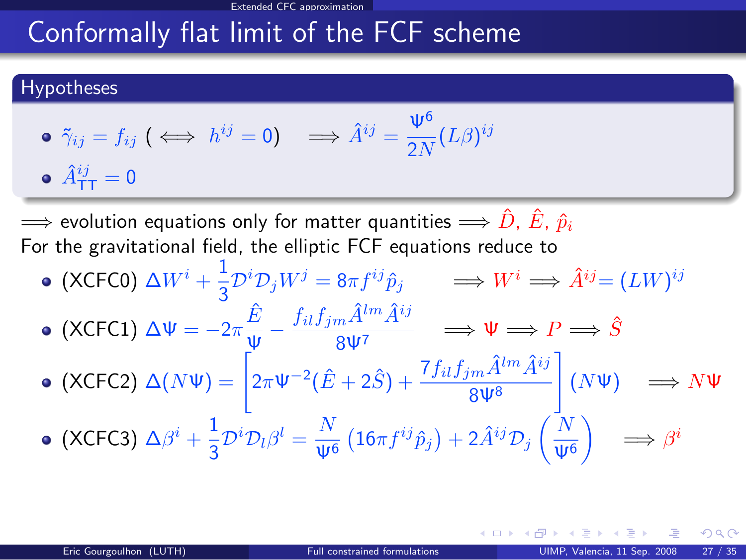# Conformally flat limit of the FCF scheme

## Hypotheses

- $\tilde{\gamma}_{ij} = f_{ij}$ ( $\iff$ $h^{ij} = 0$) $\implies \hat{A}^{ij} = \dfrac{\Psi^6}{2N}(L\beta)^{ij}$
- $\hat{A}^{ij}_{\mathrm{TT}} = 0$

$\implies$ evolution equations only for matter quantities $\implies \hat{D}$, $\hat{E}$, $\hat{p}_i$

For the gravitational field, the elliptic FCF equations reduce to

- (XCFC0) $\Delta W^i + \dfrac{1}{3}\mathcal{D}^i\mathcal{D}_j W^j = 8\pi f^{ij}\hat{p}_j \implies W^i \implies \hat{A}^{ij} = (LW)^{ij}$
- (XCFC1) $\Delta\Psi = -2\pi\dfrac{\hat{E}}{\Psi} - \dfrac{f_{il}f_{jm}\hat{A}^{lm}\hat{A}^{ij}}{8\Psi^7} \implies \Psi \implies P \implies \hat{S}$
- (XCFC2) $\Delta(N\Psi) = \left[2\pi\Psi^{-2}(\hat{E} + 2\hat{S}) + \dfrac{7f_{il}f_{jm}\hat{A}^{lm}\hat{A}^{ij}}{8\Psi^8}\right](N\Psi) \implies N\Psi$
- (XCFC3) $\Delta\beta^i + \dfrac{1}{3}\mathcal{D}^i\mathcal{D}_l\beta^l = \dfrac{N}{\Psi^6}\left(16\pi f^{ij}\hat{p}_j\right) + 2\hat{A}^{ij}\mathcal{D}_j\left(\dfrac{N}{\Psi^6}\right) \implies \beta^i$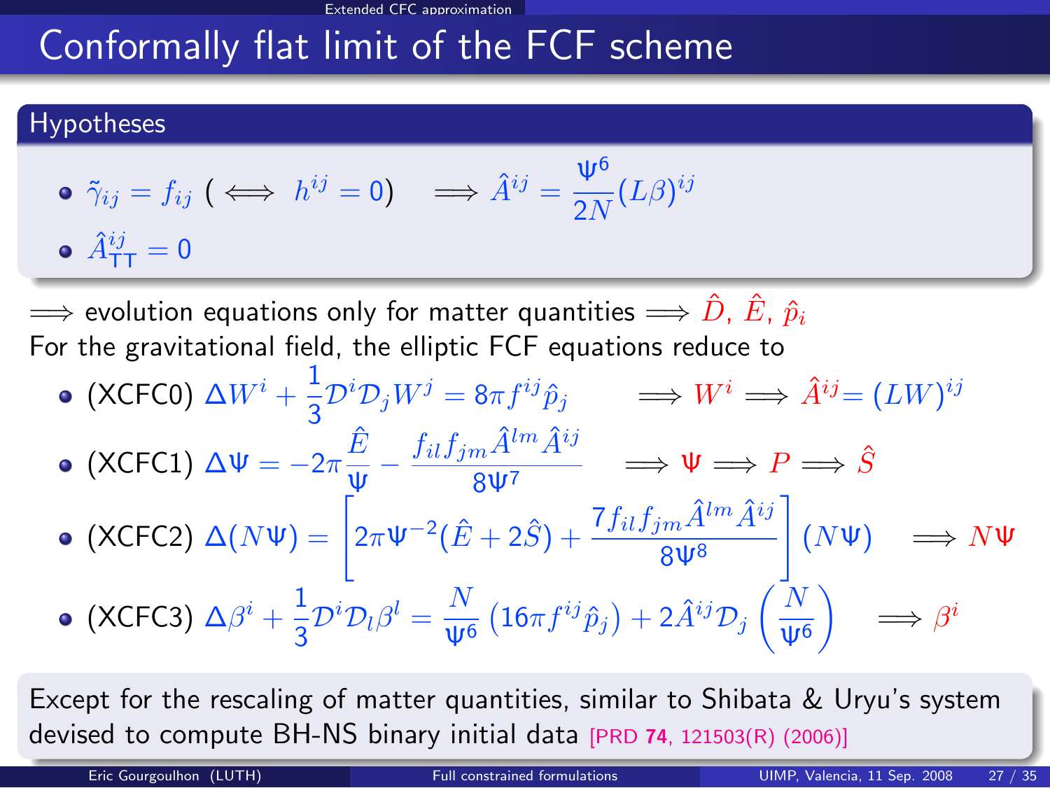# Conformally flat limit of the FCF scheme

## Hypotheses

- $\tilde{\gamma}_{ij} = f_{ij}$ ($\iff h^{ij} = 0$) $\implies \hat{A}^{ij} = \dfrac{\Psi^6}{2N}(L\beta)^{ij}$
- $\hat{A}^{ij}_{\mathrm{TT}} = 0$

$\implies$ evolution equations only for matter quantities $\implies \hat{D}$, $\hat{E}$, $\hat{p}_i$

For the gravitational field, the elliptic FCF equations reduce to

- (XCFC0) $\Delta W^i + \dfrac{1}{3}\mathcal{D}^i \mathcal{D}_j W^j = 8\pi f^{ij}\hat{p}_j \quad \implies W^i \implies \hat{A}^{ij} = (LW)^{ij}$
- (XCFC1) $\Delta \Psi = -2\pi \dfrac{\hat{E}}{\Psi} - \dfrac{f_{il}f_{jm}\hat{A}^{lm}\hat{A}^{ij}}{8\Psi^7} \quad \implies \Psi \implies P \implies \hat{S}$
- (XCFC2) $\Delta(N\Psi) = \left[2\pi\Psi^{-2}(\hat{E} + 2\hat{S}) + \dfrac{7 f_{il}f_{jm}\hat{A}^{lm}\hat{A}^{ij}}{8\Psi^8}\right](N\Psi) \quad \implies N\Psi$
- (XCFC3) $\Delta\beta^i + \dfrac{1}{3}\mathcal{D}^i\mathcal{D}_l\beta^l = \dfrac{N}{\Psi^6}\left(16\pi f^{ij}\hat{p}_j\right) + 2\hat{A}^{ij}\mathcal{D}_j\left(\dfrac{N}{\Psi^6}\right) \quad \implies \beta^i$

Except for the rescaling of matter quantities, similar to Shibata & Uryu's system devised to compute BH-NS binary initial data [PRD **74**, 121503(R) (2006)]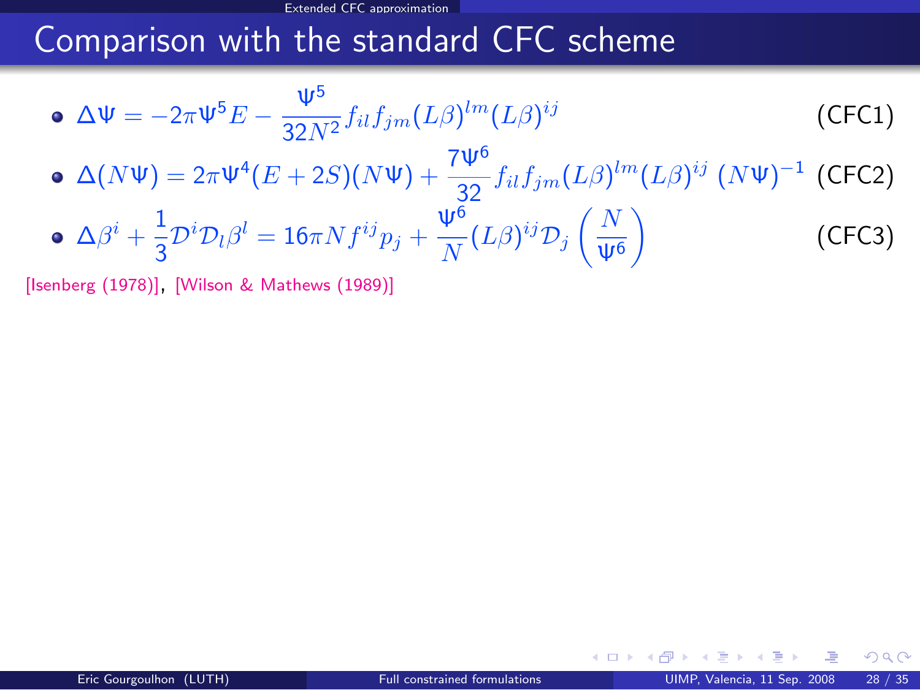# Comparison with the standard CFC scheme

- $\Delta\Psi = -2\pi\Psi^5 E - \dfrac{\Psi^5}{32N^2} f_{il} f_{jm} (L\beta)^{lm} (L\beta)^{ij}$ (CFC1)
- $\Delta(N\Psi) = 2\pi\Psi^4(E+2S)(N\Psi) + \dfrac{7\Psi^6}{32} f_{il} f_{jm} (L\beta)^{lm} (L\beta)^{ij} \, (N\Psi)^{-1}$ (CFC2)
- $\Delta\beta^i + \dfrac{1}{3}\mathcal{D}^i\mathcal{D}_l\beta^l = 16\pi N f^{ij} p_j + \dfrac{\Psi^6}{N}(L\beta)^{ij}\mathcal{D}_j\left(\dfrac{N}{\Psi^6}\right)$ (CFC3)

[Isenberg (1978)], [Wilson & Mathews (1989)]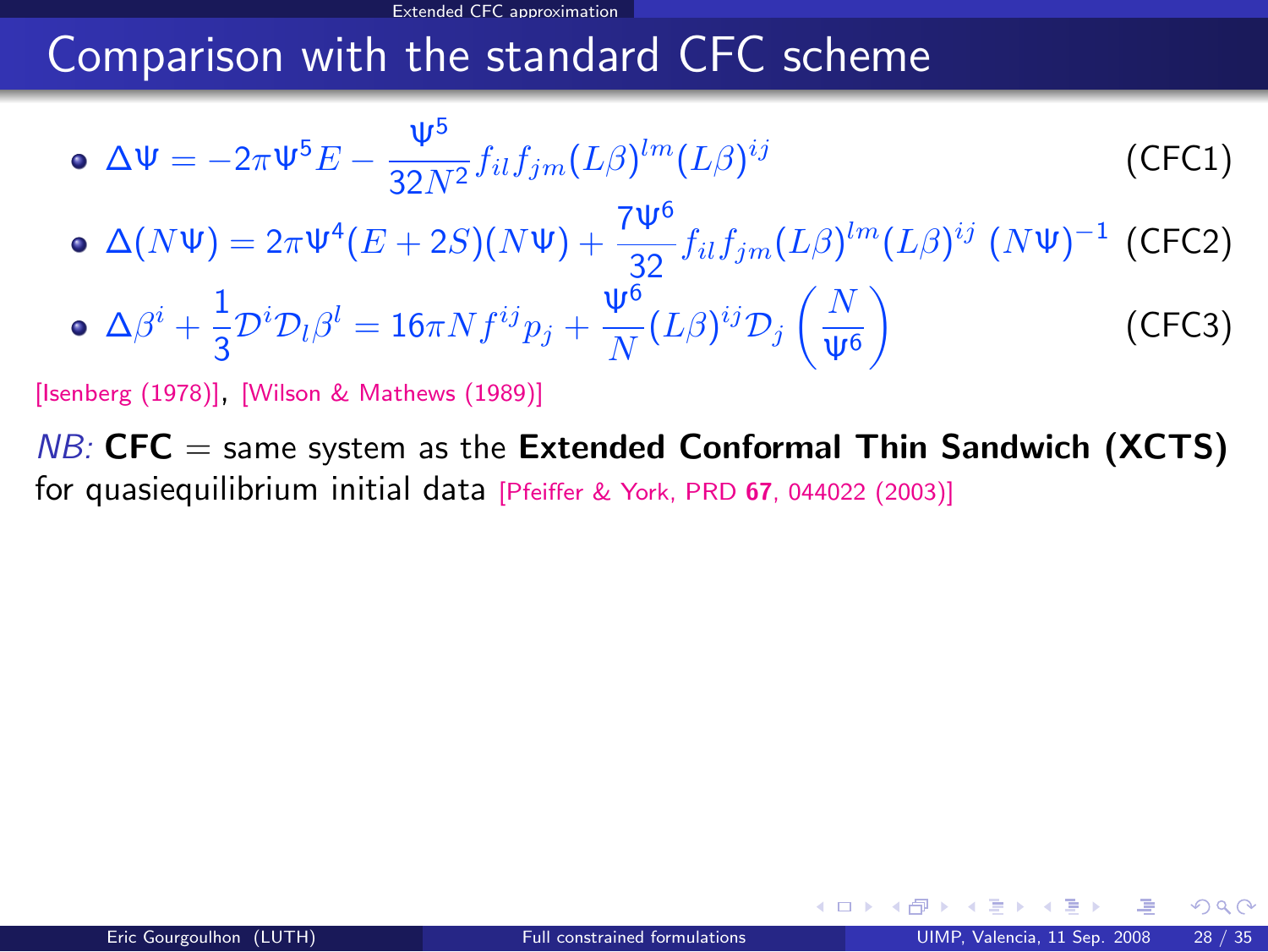## Comparison with the standard CFC scheme

- $\Delta \Psi = -2\pi \Psi^5 E - \dfrac{\Psi^5}{32 N^2} f_{il} f_{jm} (L\beta)^{lm} (L\beta)^{ij}$ (CFC1)
- $\Delta (N\Psi) = 2\pi \Psi^4 (E + 2S)(N\Psi) + \dfrac{7\Psi^6}{32} f_{il} f_{jm} (L\beta)^{lm} (L\beta)^{ij} \, (N\Psi)^{-1}$ (CFC2)
- $\Delta \beta^i + \dfrac{1}{3} \mathcal{D}^i \mathcal{D}_l \beta^l = 16\pi N f^{ij} p_j + \dfrac{\Psi^6}{N} (L\beta)^{ij} \mathcal{D}_j \left( \dfrac{N}{\Psi^6} \right)$ (CFC3)

[Isenberg (1978)], [Wilson & Mathews (1989)]

*NB:* **CFC** = same system as the **Extended Conformal Thin Sandwich (XCTS)** for quasiequilibrium initial data [Pfeiffer & York, PRD **67**, 044022 (2003)]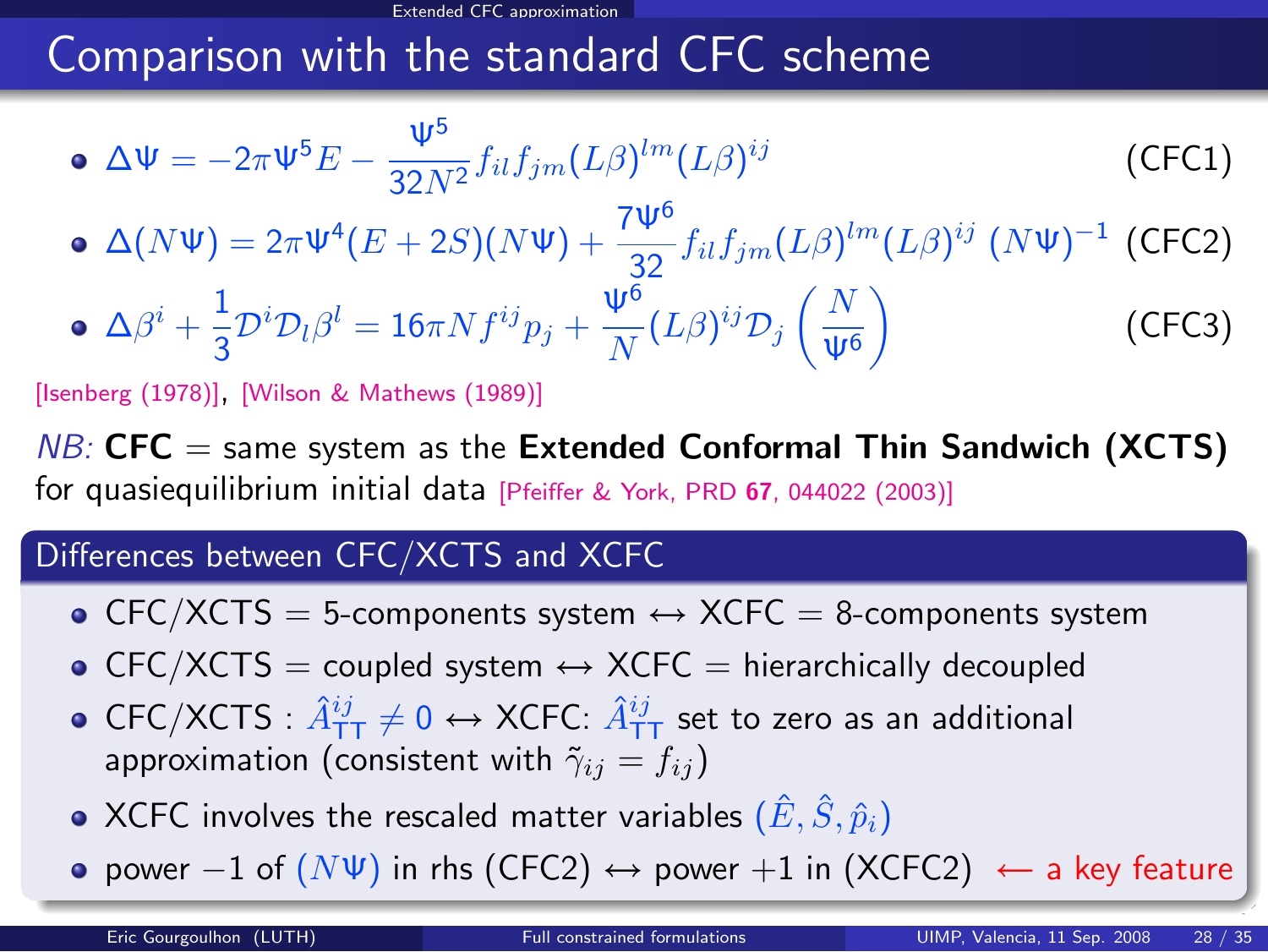## Comparison with the standard CFC scheme

- $\Delta\Psi = -2\pi\Psi^5 E - \frac{\Psi^5}{32N^2} f_{il} f_{jm} (L\beta)^{lm} (L\beta)^{ij}$ (CFC1)
- $\Delta(N\Psi) = 2\pi\Psi^4(E+2S)(N\Psi) + \frac{7\Psi^6}{32} f_{il} f_{jm} (L\beta)^{lm} (L\beta)^{ij} \, (N\Psi)^{-1}$ (CFC2)
- $\Delta\beta^i + \frac{1}{3}\mathcal{D}^i\mathcal{D}_l\beta^l = 16\pi N f^{ij} p_j + \frac{\Psi^6}{N}(L\beta)^{ij}\mathcal{D}_j\left(\frac{N}{\Psi^6}\right)$ (CFC3)

[Isenberg (1978)], [Wilson & Mathews (1989)]

*NB:* **CFC** = same system as the **Extended Conformal Thin Sandwich (XCTS)** for quasiequilibrium initial data [Pfeiffer & York, PRD **67**, 044022 (2003)]

### Differences between CFC/XCTS and XCFC

- CFC/XCTS = 5-components system ↔ XCFC = 8-components system
- CFC/XCTS = coupled system ↔ XCFC = hierarchically decoupled
- CFC/XCTS : $\hat{A}^{ij}_{\rm TT} \neq 0$ ↔ XCFC: $\hat{A}^{ij}_{\rm TT}$ set to zero as an additional approximation (consistent with $\tilde{\gamma}_{ij} = f_{ij}$)
- XCFC involves the rescaled matter variables $(\hat{E}, \hat{S}, \hat{p}_i)$
- power $-1$ of $(N\Psi)$ in rhs (CFC2) ↔ power $+1$ in (XCFC2) ⟵ a key feature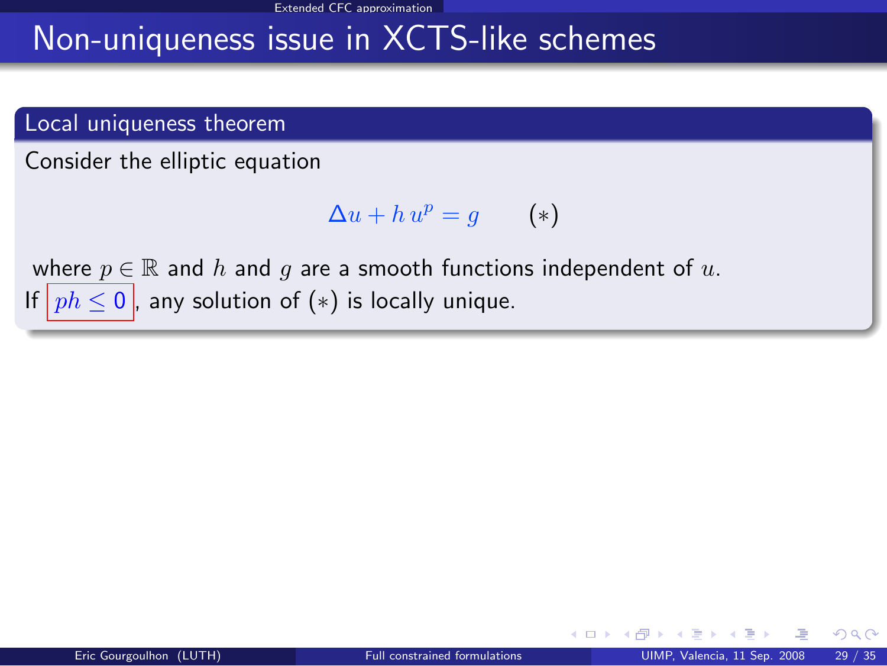# Non-uniqueness issue in XCTS-like schemes

## Local uniqueness theorem

Consider the elliptic equation

$$\Delta u + h\, u^p = g \qquad (*)$$

where $p \in \mathbb{R}$ and $h$ and $g$ are a smooth functions independent of $u$.

If $\boxed{ph \leq 0}$, any solution of $(*)$ is locally unique.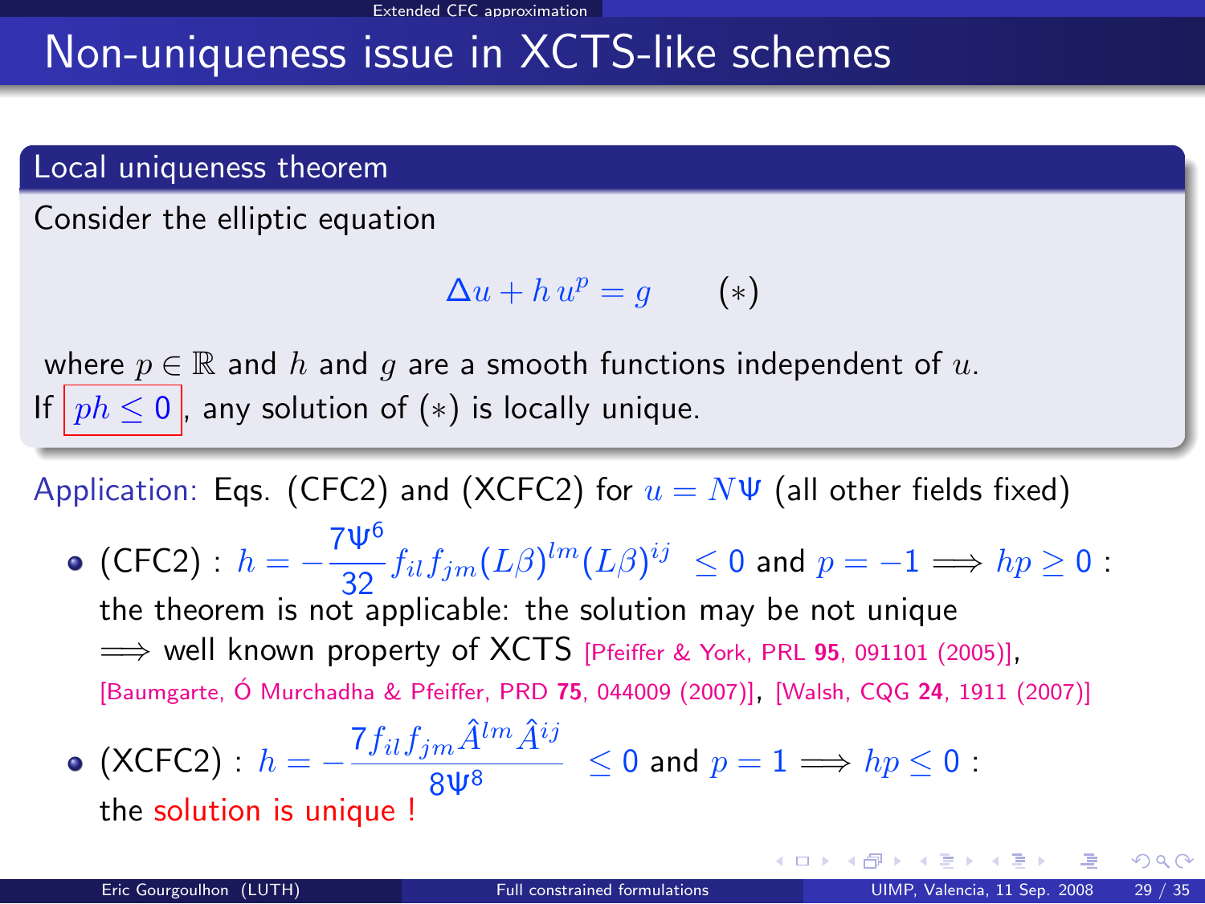# Non-uniqueness issue in XCTS-like schemes

## Local uniqueness theorem

Consider the elliptic equation

$$\Delta u + h\, u^p = g \qquad (*)$$

where $p \in \mathbb{R}$ and $h$ and $g$ are a smooth functions independent of $u$.
If $ph \leq 0$, any solution of $(*)$ is locally unique.

Application: Eqs. (CFC2) and (XCFC2) for $u = N\Psi$ (all other fields fixed)

- (CFC2) : $h = -\frac{7\Psi^6}{32} f_{il} f_{jm} (L\beta)^{lm} (L\beta)^{ij} \leq 0$ and $p = -1 \Longrightarrow hp \geq 0$ : the theorem is not applicable: the solution may be not unique
  $\Longrightarrow$ well known property of XCTS [Pfeiffer & York, PRL **95**, 091101 (2005)], [Baumgarte, Ó Murchadha & Pfeiffer, PRD **75**, 044009 (2007)], [Walsh, CQG **24**, 1911 (2007)]
- (XCFC2) : $h = -\frac{7 f_{il} f_{jm} \hat{A}^{lm} \hat{A}^{ij}}{8\Psi^8} \leq 0$ and $p = 1 \Longrightarrow hp \leq 0$ : the solution is unique !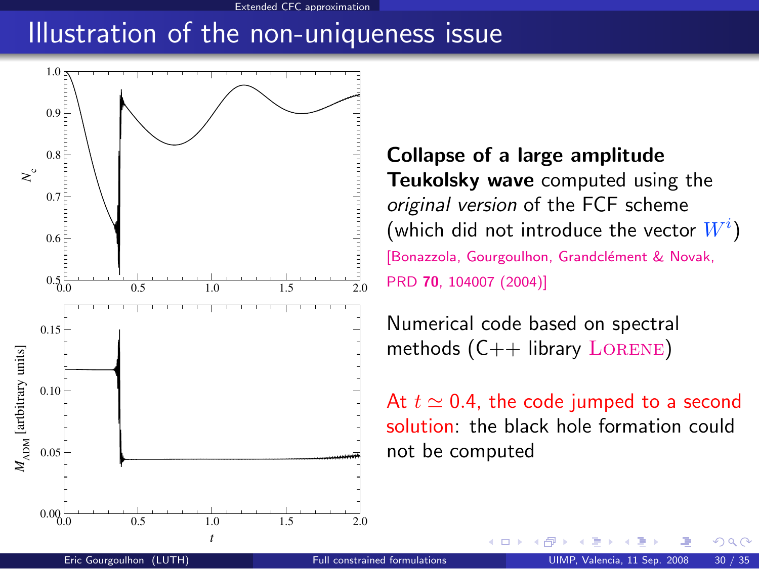# Illustration of the non-uniqueness issue

1.0
0.9
0.8
0.7
0.6
0.5
$N_c$
0.0 0.5 1.0 1.5 2.0

0.15
0.10
0.05
0.00
$M_{\mathrm{ADM}}$ [arbitrary units]
0.0 0.5 1.0 1.5 2.0
$t$

**Collapse of a large amplitude Teukolsky wave** computed using the *original version* of the FCF scheme (which did not introduce the vector $W^i$)
[Bonazzola, Gourgoulhon, Grandclément & Novak, PRD **70**, 104007 (2004)]

Numerical code based on spectral methods (C++ library LORENE)

At $t \simeq 0.4$, the code jumped to a second solution: the black hole formation could not be computed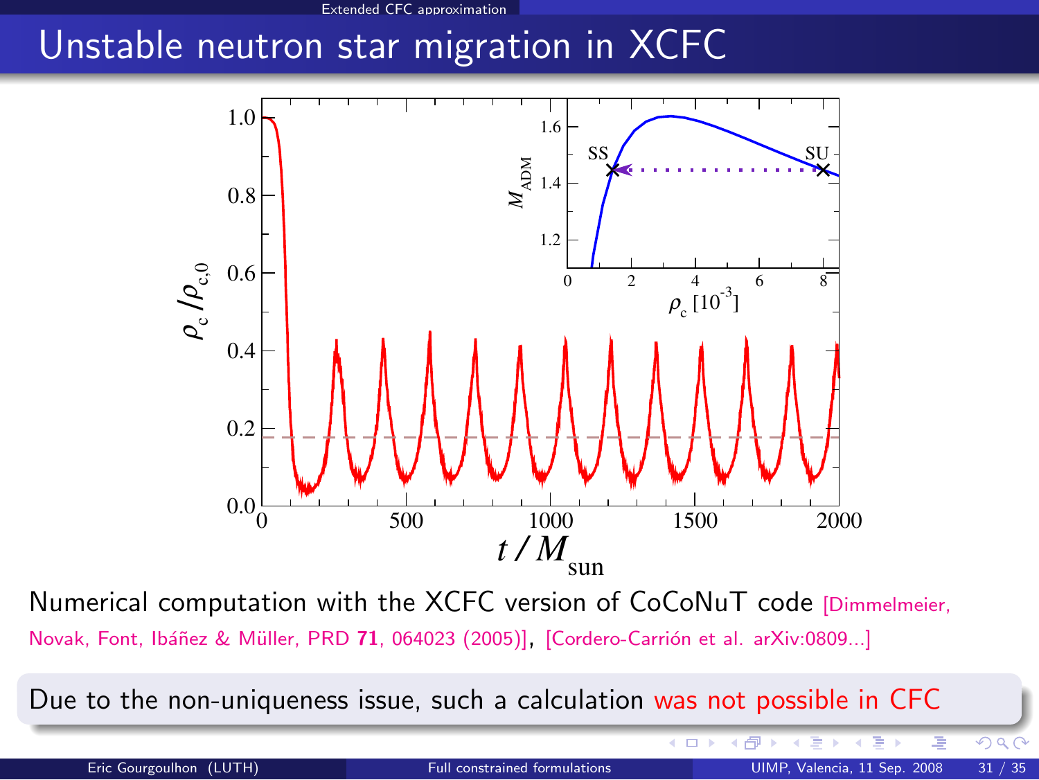# Unstable neutron star migration in XCFC

1.0
0.8
0.6
0.4
0.2
0.0

$\rho_c / \rho_{c,0}$

0
500
1000
1500
2000

$t / M_{\rm sun}$

1.6
1.4
1.2

$M_{\rm ADM}$

SS
SU

0
2
4
6
8

$\rho_c\ [10^{-3}]$

Numerical computation with the XCFC version of CoCoNuT code [Dimmelmeier, Novak, Font, Ibáñez & Müller, PRD **71**, 064023 (2005)], [Cordero-Carrión et al. arXiv:0809...]

Due to the non-uniqueness issue, such a calculation was not possible in CFC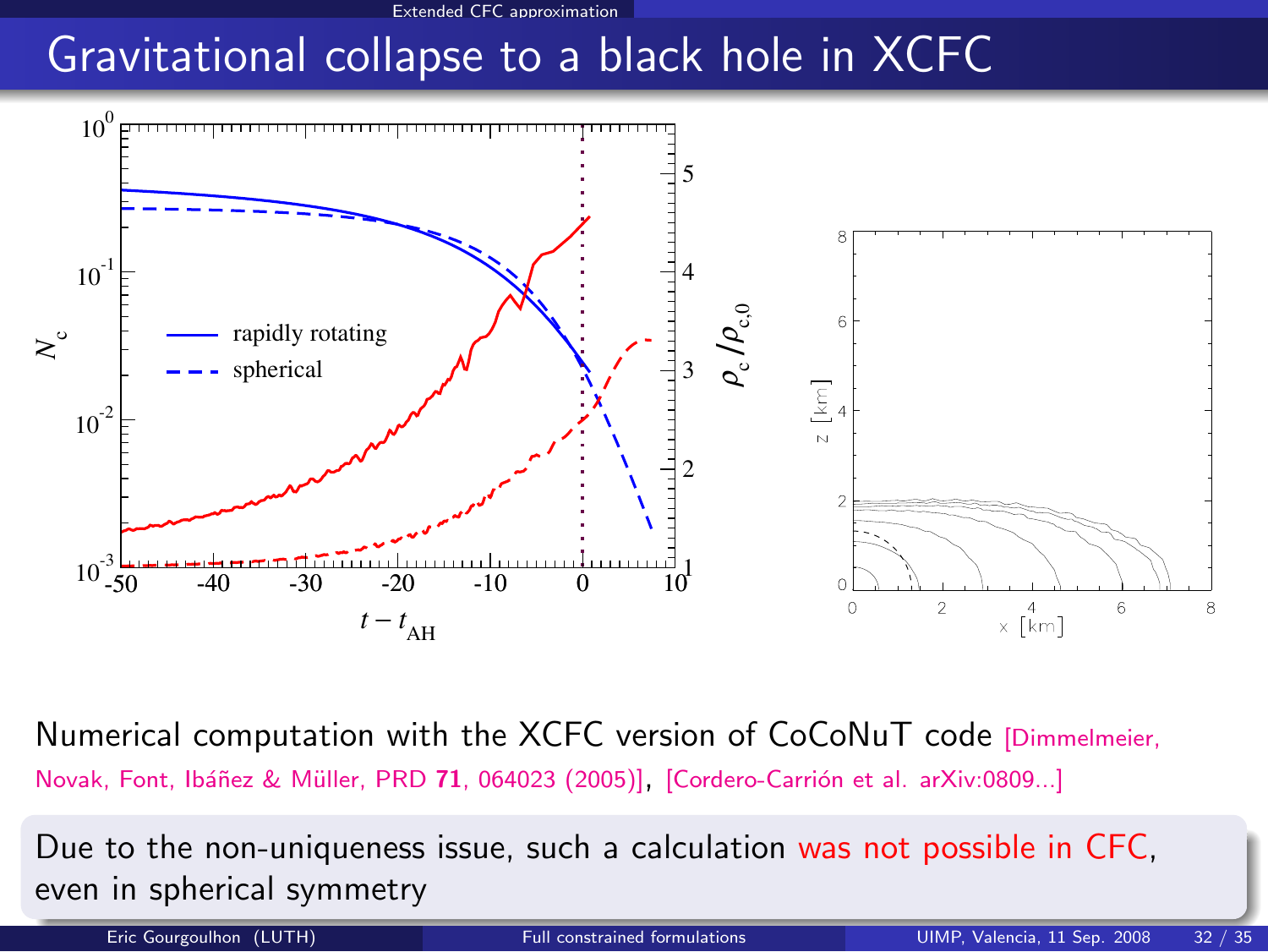# Gravitational collapse to a black hole in XCFC

$N_c$

$10^0$

$10^{-1}$

$10^{-2}$

$10^{-3}$

-50 -40 -30 -20 -10 0 10

$t - t_{AH}$

$\rho_c / \rho_{c,0}$

1 2 3 4 5

rapidly rotating

spherical

z [km]

x [km]

0 2 4 6 8

Numerical computation with the XCFC version of CoCoNuT code [Dimmelmeier, Novak, Font, Ibáñez & Müller, PRD **71**, 064023 (2005)], [Cordero-Carrión et al. arXiv:0809...]

Due to the non-uniqueness issue, such a calculation was not possible in CFC, even in spherical symmetry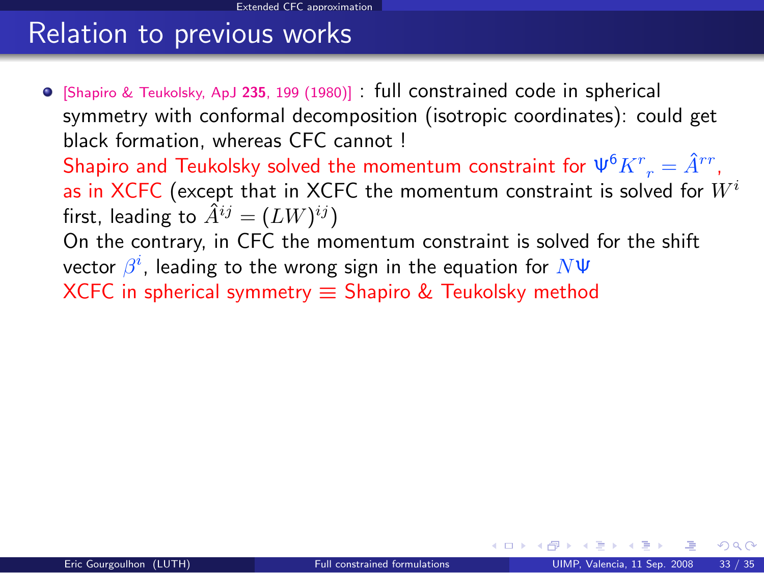# Relation to previous works

- [Shapiro & Teukolsky, ApJ **235**, 199 (1980)] : full constrained code in spherical symmetry with conformal decomposition (isotropic coordinates): could get black formation, whereas CFC cannot !
  Shapiro and Teukolsky solved the momentum constraint for $\Psi^6 K^r{}_r = \hat{A}^{rr}$, as in XCFC (except that in XCFC the momentum constraint is solved for $W^i$ first, leading to $\hat{A}^{ij} = (LW)^{ij}$)
  On the contrary, in CFC the momentum constraint is solved for the shift vector $\beta^i$, leading to the wrong sign in the equation for $N\Psi$
  XCFC in spherical symmetry $\equiv$ Shapiro & Teukolsky method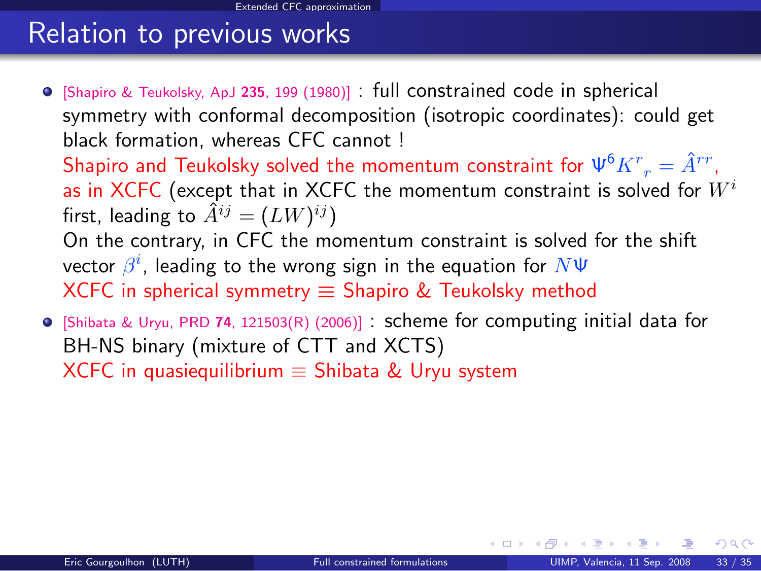# Relation to previous works

- [Shapiro & Teukolsky, ApJ **235**, 199 (1980)] : full constrained code in spherical symmetry with conformal decomposition (isotropic coordinates): could get black formation, whereas CFC cannot !
  Shapiro and Teukolsky solved the momentum constraint for $\Psi^6 K^r{}_r = \hat{A}^{rr}$, as in XCFC (except that in XCFC the momentum constraint is solved for $W^i$ first, leading to $\hat{A}^{ij} = (LW)^{ij}$)
  On the contrary, in CFC the momentum constraint is solved for the shift vector $\beta^i$, leading to the wrong sign in the equation for $N\Psi$
  XCFC in spherical symmetry ≡ Shapiro & Teukolsky method
- [Shibata & Uryu, PRD **74**, 121503(R) (2006)] : scheme for computing initial data for BH-NS binary (mixture of CTT and XCTS)
  XCFC in quasiequilibrium ≡ Shibata & Uryu system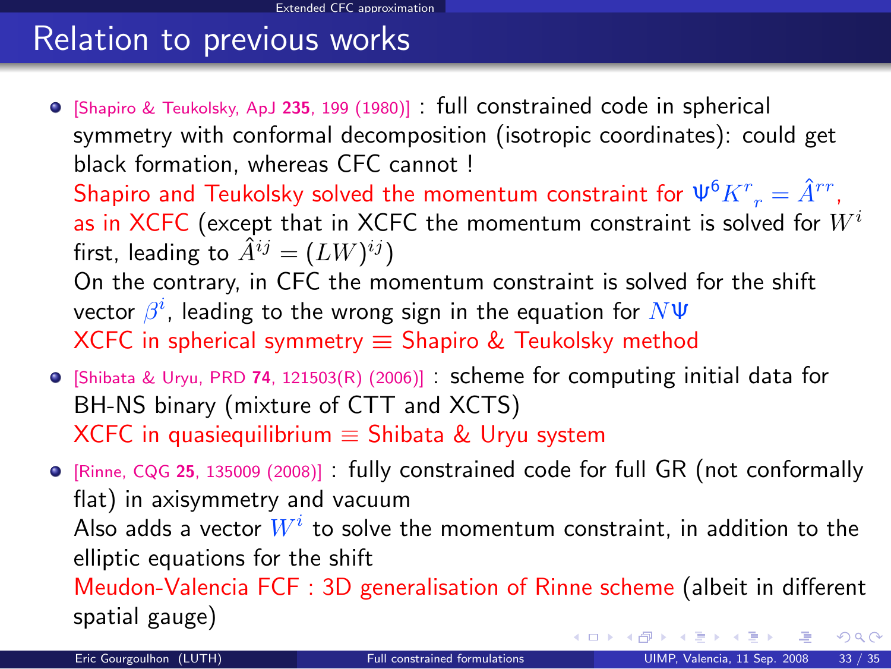# Relation to previous works

- [Shapiro & Teukolsky, ApJ **235**, 199 (1980)] : full constrained code in spherical symmetry with conformal decomposition (isotropic coordinates): could get black formation, whereas CFC cannot !
  Shapiro and Teukolsky solved the momentum constraint for $\Psi^6 K^r{}_r = \hat{A}^{rr}$, as in XCFC (except that in XCFC the momentum constraint is solved for $W^i$ first, leading to $\hat{A}^{ij} = (LW)^{ij}$)
  On the contrary, in CFC the momentum constraint is solved for the shift vector $\beta^i$, leading to the wrong sign in the equation for $N\Psi$
  XCFC in spherical symmetry $\equiv$ Shapiro & Teukolsky method
- [Shibata & Uryu, PRD **74**, 121503(R) (2006)] : scheme for computing initial data for BH-NS binary (mixture of CTT and XCTS)
  XCFC in quasiequilibrium $\equiv$ Shibata & Uryu system
- [Rinne, CQG **25**, 135009 (2008)] : fully constrained code for full GR (not conformally flat) in axisymmetry and vacuum
  Also adds a vector $W^i$ to solve the momentum constraint, in addition to the elliptic equations for the shift
  Meudon-Valencia FCF : 3D generalisation of Rinne scheme (albeit in different spatial gauge)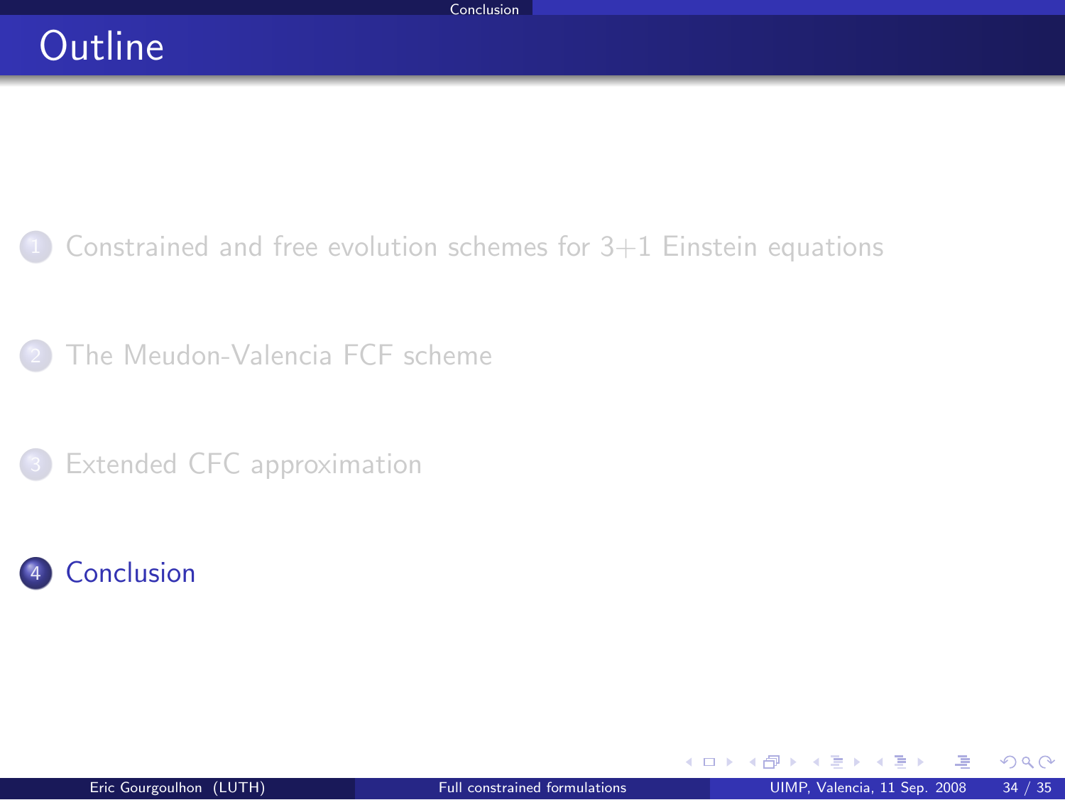# Outline

1. Constrained and free evolution schemes for 3+1 Einstein equations
2. The Meudon-Valencia FCF scheme
3. Extended CFC approximation
4. Conclusion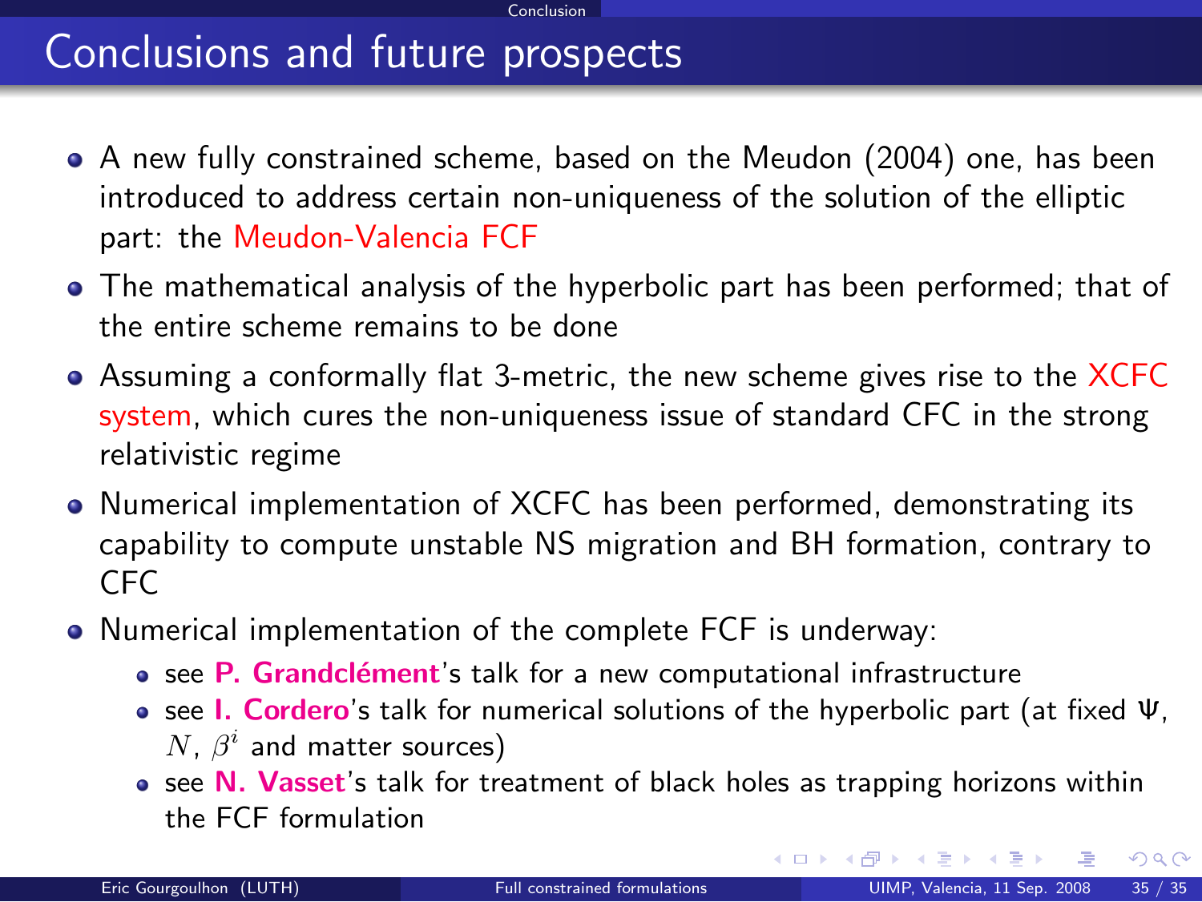# Conclusions and future prospects

- A new fully constrained scheme, based on the Meudon (2004) one, has been introduced to address certain non-uniqueness of the solution of the elliptic part: the Meudon-Valencia FCF
- The mathematical analysis of the hyperbolic part has been performed; that of the entire scheme remains to be done
- Assuming a conformally flat 3-metric, the new scheme gives rise to the XCFC system, which cures the non-uniqueness issue of standard CFC in the strong relativistic regime
- Numerical implementation of XCFC has been performed, demonstrating its capability to compute unstable NS migration and BH formation, contrary to CFC
- Numerical implementation of the complete FCF is underway:
  - see **P. Grandclément**'s talk for a new computational infrastructure
  - see **I. Cordero**'s talk for numerical solutions of the hyperbolic part (at fixed $\Psi$, $N$, $\beta^i$ and matter sources)
  - see **N. Vasset**'s talk for treatment of black holes as trapping horizons within the FCF formulation